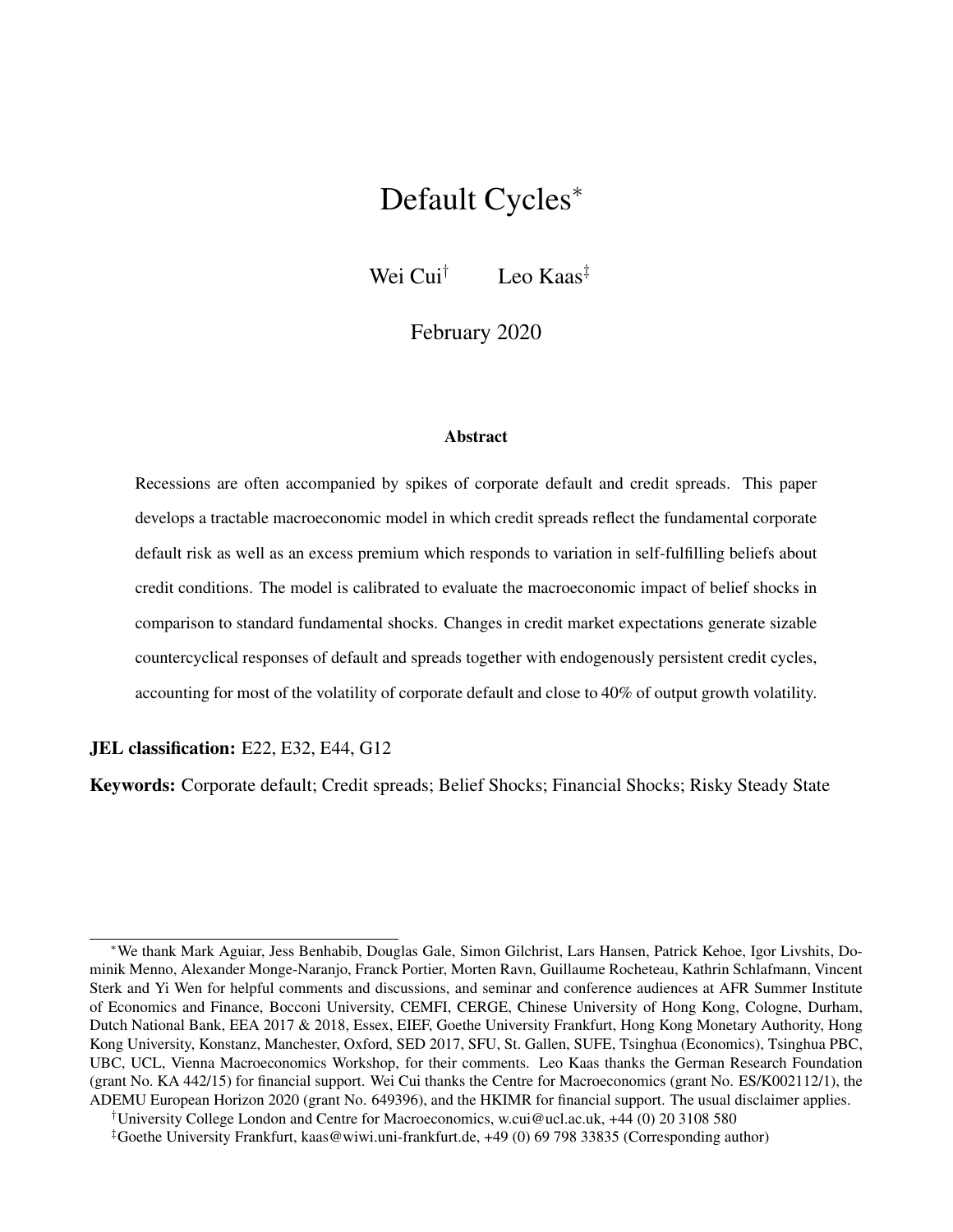# Default Cycles[*]

Wei Cui[†] Leo Kaas[‡]

February 2020

### Abstract

Recessions are often accompanied by spikes of corporate default and credit spreads. This paper develops a tractable macroeconomic model in which credit spreads reflect the fundamental corporate default risk as well as an excess premium which responds to variation in self-fulfilling beliefs about credit conditions. The model is calibrated to evaluate the macroeconomic impact of belief shocks in comparison to standard fundamental shocks. Changes in credit market expectations generate sizable countercyclical responses of default and spreads together with endogenously persistent credit cycles, accounting for most of the volatility of corporate default and close to 40% of output growth volatility.

**JEL classification:** E22, E32, E44, G12

**Keywords:** Corporate default; Credit spreads; Belief Shocks; Financial Shocks; Risky Steady State

---

[*] We thank Mark Aguiar, Jess Benhabib, Douglas Gale, Simon Gilchrist, Lars Hansen, Patrick Kehoe, Igor Livshits, Dominik Menno, Alexander Monge-Naranjo, Franck Portier, Morten Ravn, Guillaume Rocheteau, Kathrin Schlafmann, Vincent Sterk and Yi Wen for helpful comments and discussions, and seminar and conference audiences at AFR Summer Institute of Economics and Finance, Bocconi University, CEMFI, CERGE, Chinese University of Hong Kong, Cologne, Durham, Dutch National Bank, EEA 2017 & 2018, Essex, EIEF, Goethe University Frankfurt, Hong Kong Monetary Authority, Hong Kong University, Konstanz, Manchester, Oxford, SED 2017, SFU, St. Gallen, SUFE, Tsinghua (Economics), Tsinghua PBC, UBC, UCL, Vienna Macroeconomics Workshop, for their comments. Leo Kaas thanks the German Research Foundation (grant No. KA 442/15) for financial support. Wei Cui thanks the Centre for Macroeconomics (grant No. ES/K002112/1), the ADEMU European Horizon 2020 (grant No. 649396), and the HKIMR for financial support. The usual disclaimer applies.

[†] University College London and Centre for Macroeconomics, w.cui@ucl.ac.uk, +44 (0) 20 3108 580

[‡] Goethe University Frankfurt, kaas@wiwi.uni-frankfurt.de, +49 (0) 69 798 33835 (Corresponding author)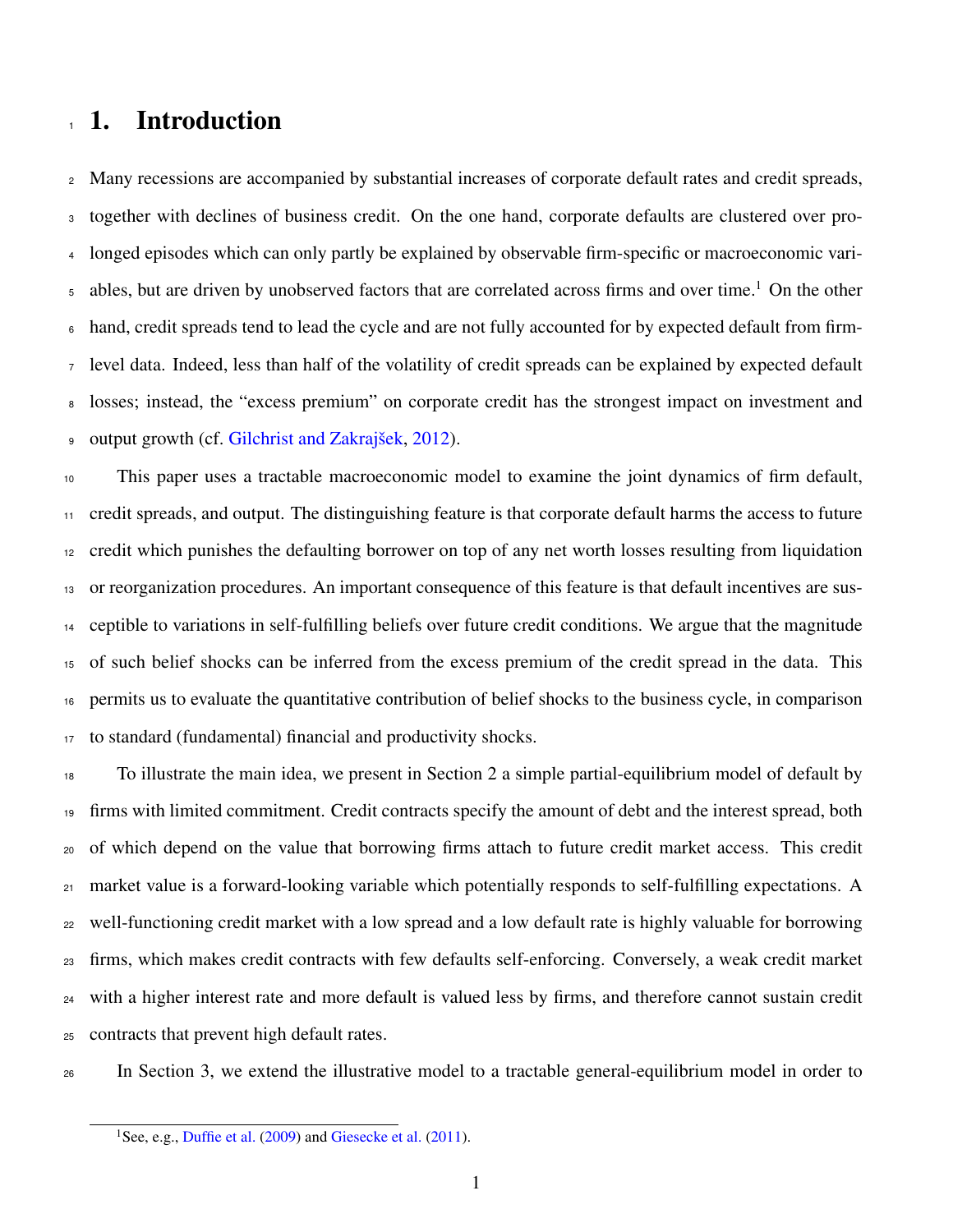# 1. Introduction

Many recessions are accompanied by substantial increases of corporate default rates and credit spreads, together with declines of business credit. On the one hand, corporate defaults are clustered over prolonged episodes which can only partly be explained by observable firm-specific or macroeconomic variables, but are driven by unobserved factors that are correlated across firms and over time.[1] On the other hand, credit spreads tend to lead the cycle and are not fully accounted for by expected default from firm-level data. Indeed, less than half of the volatility of credit spreads can be explained by expected default losses; instead, the "excess premium" on corporate credit has the strongest impact on investment and output growth (cf. Gilchrist and Zakrajšek, 2012).

This paper uses a tractable macroeconomic model to examine the joint dynamics of firm default, credit spreads, and output. The distinguishing feature is that corporate default harms the access to future credit which punishes the defaulting borrower on top of any net worth losses resulting from liquidation or reorganization procedures. An important consequence of this feature is that default incentives are susceptible to variations in self-fulfilling beliefs over future credit conditions. We argue that the magnitude of such belief shocks can be inferred from the excess premium of the credit spread in the data. This permits us to evaluate the quantitative contribution of belief shocks to the business cycle, in comparison to standard (fundamental) financial and productivity shocks.

To illustrate the main idea, we present in Section 2 a simple partial-equilibrium model of default by firms with limited commitment. Credit contracts specify the amount of debt and the interest spread, both of which depend on the value that borrowing firms attach to future credit market access. This credit market value is a forward-looking variable which potentially responds to self-fulfilling expectations. A well-functioning credit market with a low spread and a low default rate is highly valuable for borrowing firms, which makes credit contracts with few defaults self-enforcing. Conversely, a weak credit market with a higher interest rate and more default is valued less by firms, and therefore cannot sustain credit contracts that prevent high default rates.

In Section 3, we extend the illustrative model to a tractable general-equilibrium model in order to

[1] See, e.g., Duffie et al. (2009) and Giesecke et al. (2011).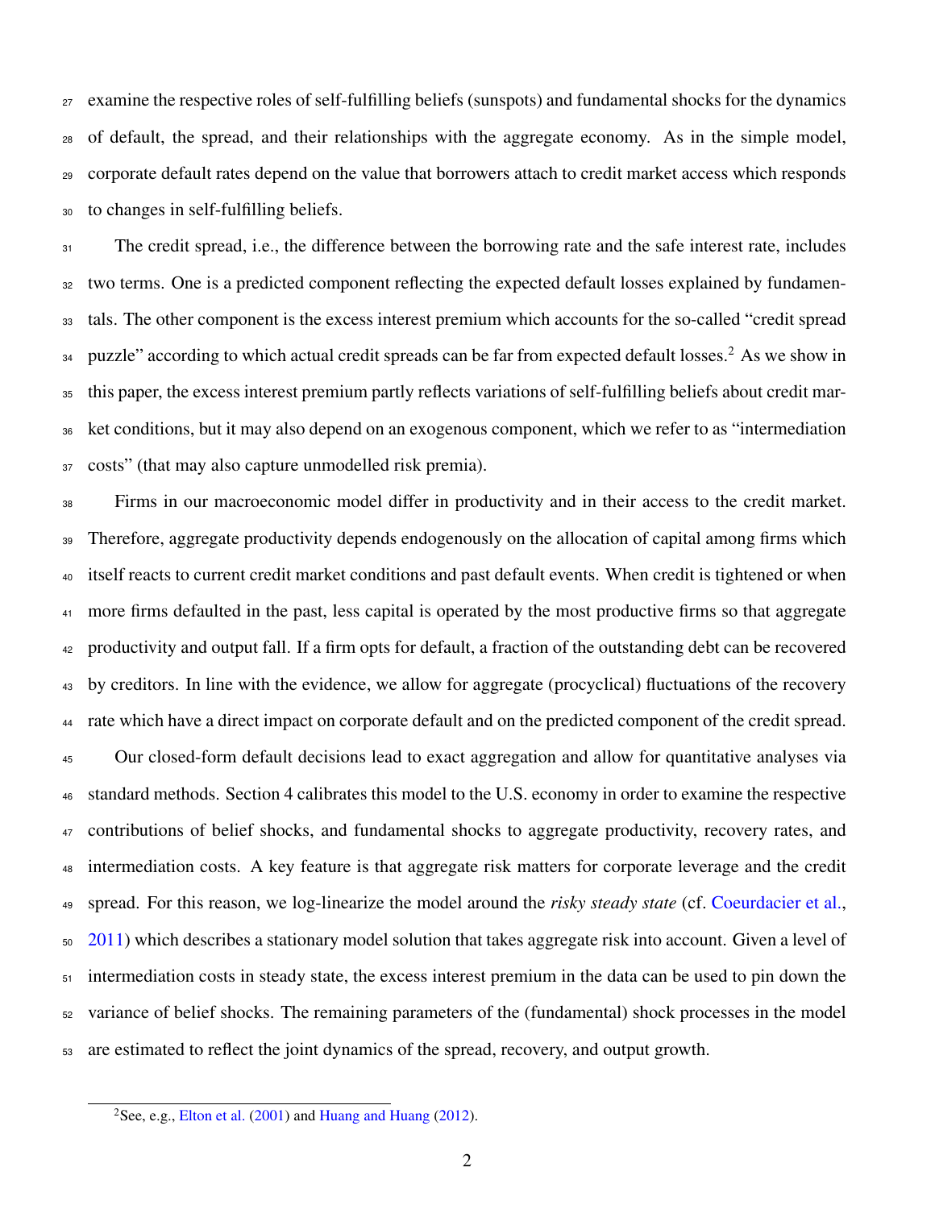examine the respective roles of self-fulfilling beliefs (sunspots) and fundamental shocks for the dynamics of default, the spread, and their relationships with the aggregate economy. As in the simple model, corporate default rates depend on the value that borrowers attach to credit market access which responds to changes in self-fulfilling beliefs.

The credit spread, i.e., the difference between the borrowing rate and the safe interest rate, includes two terms. One is a predicted component reflecting the expected default losses explained by fundamentals. The other component is the excess interest premium which accounts for the so-called "credit spread puzzle" according to which actual credit spreads can be far from expected default losses.[2] As we show in this paper, the excess interest premium partly reflects variations of self-fulfilling beliefs about credit market conditions, but it may also depend on an exogenous component, which we refer to as "intermediation costs" (that may also capture unmodelled risk premia).

Firms in our macroeconomic model differ in productivity and in their access to the credit market. Therefore, aggregate productivity depends endogenously on the allocation of capital among firms which itself reacts to current credit market conditions and past default events. When credit is tightened or when more firms defaulted in the past, less capital is operated by the most productive firms so that aggregate productivity and output fall. If a firm opts for default, a fraction of the outstanding debt can be recovered by creditors. In line with the evidence, we allow for aggregate (procyclical) fluctuations of the recovery rate which have a direct impact on corporate default and on the predicted component of the credit spread.

Our closed-form default decisions lead to exact aggregation and allow for quantitative analyses via standard methods. Section 4 calibrates this model to the U.S. economy in order to examine the respective contributions of belief shocks, and fundamental shocks to aggregate productivity, recovery rates, and intermediation costs. A key feature is that aggregate risk matters for corporate leverage and the credit spread. For this reason, we log-linearize the model around the *risky steady state* (cf. Coeurdacier et al., 2011) which describes a stationary model solution that takes aggregate risk into account. Given a level of intermediation costs in steady state, the excess interest premium in the data can be used to pin down the variance of belief shocks. The remaining parameters of the (fundamental) shock processes in the model are estimated to reflect the joint dynamics of the spread, recovery, and output growth.

[2] See, e.g., Elton et al. (2001) and Huang and Huang (2012).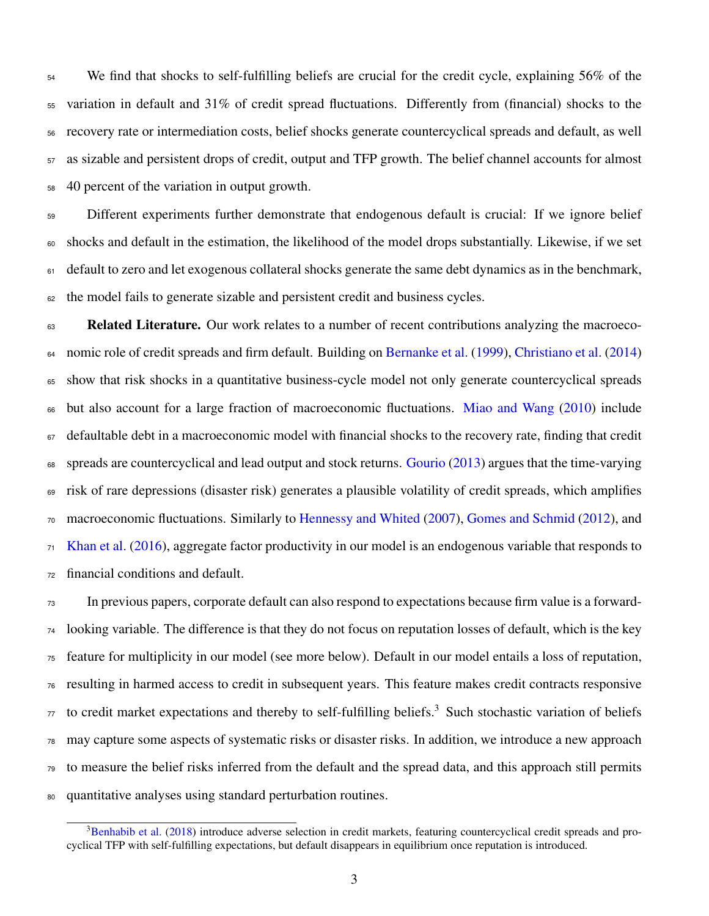We find that shocks to self-fulfilling beliefs are crucial for the credit cycle, explaining 56% of the variation in default and 31% of credit spread fluctuations. Differently from (financial) shocks to the recovery rate or intermediation costs, belief shocks generate countercyclical spreads and default, as well as sizable and persistent drops of credit, output and TFP growth. The belief channel accounts for almost 40 percent of the variation in output growth.

Different experiments further demonstrate that endogenous default is crucial: If we ignore belief shocks and default in the estimation, the likelihood of the model drops substantially. Likewise, if we set default to zero and let exogenous collateral shocks generate the same debt dynamics as in the benchmark, the model fails to generate sizable and persistent credit and business cycles.

**Related Literature.** Our work relates to a number of recent contributions analyzing the macroeconomic role of credit spreads and firm default. Building on Bernanke et al. (1999), Christiano et al. (2014) show that risk shocks in a quantitative business-cycle model not only generate countercyclical spreads but also account for a large fraction of macroeconomic fluctuations. Miao and Wang (2010) include defaultable debt in a macroeconomic model with financial shocks to the recovery rate, finding that credit spreads are countercyclical and lead output and stock returns. Gourio (2013) argues that the time-varying risk of rare depressions (disaster risk) generates a plausible volatility of credit spreads, which amplifies macroeconomic fluctuations. Similarly to Hennessy and Whited (2007), Gomes and Schmid (2012), and Khan et al. (2016), aggregate factor productivity in our model is an endogenous variable that responds to financial conditions and default.

In previous papers, corporate default can also respond to expectations because firm value is a forward-looking variable. The difference is that they do not focus on reputation losses of default, which is the key feature for multiplicity in our model (see more below). Default in our model entails a loss of reputation, resulting in harmed access to credit in subsequent years. This feature makes credit contracts responsive to credit market expectations and thereby to self-fulfilling beliefs.[3] Such stochastic variation of beliefs may capture some aspects of systematic risks or disaster risks. In addition, we introduce a new approach to measure the belief risks inferred from the default and the spread data, and this approach still permits quantitative analyses using standard perturbation routines.

[3] Benhabib et al. (2018) introduce adverse selection in credit markets, featuring countercyclical credit spreads and procyclical TFP with self-fulfilling expectations, but default disappears in equilibrium once reputation is introduced.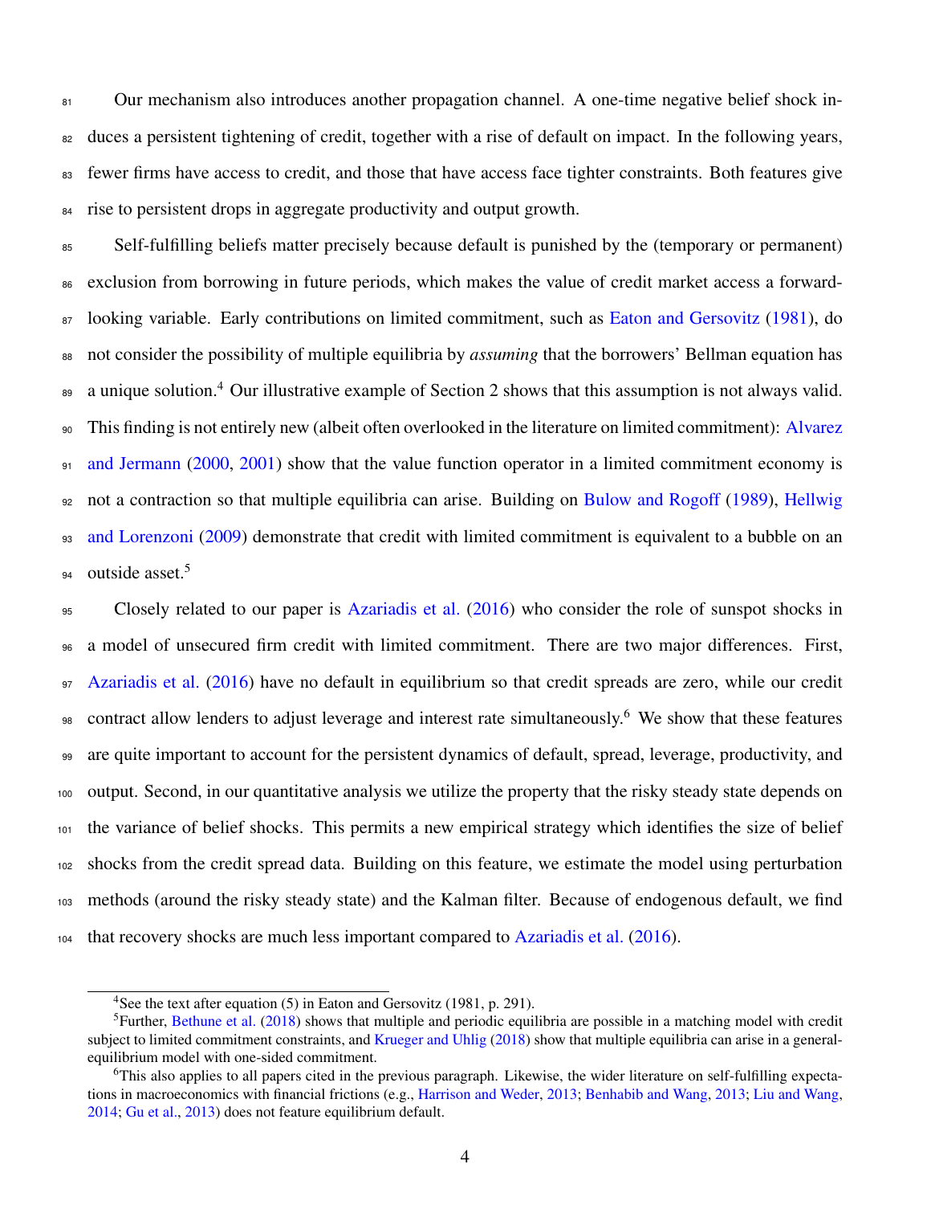Our mechanism also introduces another propagation channel. A one-time negative belief shock induces a persistent tightening of credit, together with a rise of default on impact. In the following years, fewer firms have access to credit, and those that have access face tighter constraints. Both features give rise to persistent drops in aggregate productivity and output growth.

Self-fulfilling beliefs matter precisely because default is punished by the (temporary or permanent) exclusion from borrowing in future periods, which makes the value of credit market access a forward-looking variable. Early contributions on limited commitment, such as Eaton and Gersovitz (1981), do not consider the possibility of multiple equilibria by *assuming* that the borrowers' Bellman equation has a unique solution.[4] Our illustrative example of Section 2 shows that this assumption is not always valid. This finding is not entirely new (albeit often overlooked in the literature on limited commitment): Alvarez and Jermann (2000, 2001) show that the value function operator in a limited commitment economy is not a contraction so that multiple equilibria can arise. Building on Bulow and Rogoff (1989), Hellwig and Lorenzoni (2009) demonstrate that credit with limited commitment is equivalent to a bubble on an outside asset.[5]

Closely related to our paper is Azariadis et al. (2016) who consider the role of sunspot shocks in a model of unsecured firm credit with limited commitment. There are two major differences. First, Azariadis et al. (2016) have no default in equilibrium so that credit spreads are zero, while our credit contract allow lenders to adjust leverage and interest rate simultaneously.[6] We show that these features are quite important to account for the persistent dynamics of default, spread, leverage, productivity, and output. Second, in our quantitative analysis we utilize the property that the risky steady state depends on the variance of belief shocks. This permits a new empirical strategy which identifies the size of belief shocks from the credit spread data. Building on this feature, we estimate the model using perturbation methods (around the risky steady state) and the Kalman filter. Because of endogenous default, we find that recovery shocks are much less important compared to Azariadis et al. (2016).

[4] See the text after equation (5) in Eaton and Gersovitz (1981, p. 291).

[5] Further, Bethune et al. (2018) shows that multiple and periodic equilibria are possible in a matching model with credit subject to limited commitment constraints, and Krueger and Uhlig (2018) show that multiple equilibria can arise in a general-equilibrium model with one-sided commitment.

[6] This also applies to all papers cited in the previous paragraph. Likewise, the wider literature on self-fulfilling expectations in macroeconomics with financial frictions (e.g., Harrison and Weder, 2013; Benhabib and Wang, 2013; Liu and Wang, 2014; Gu et al., 2013) does not feature equilibrium default.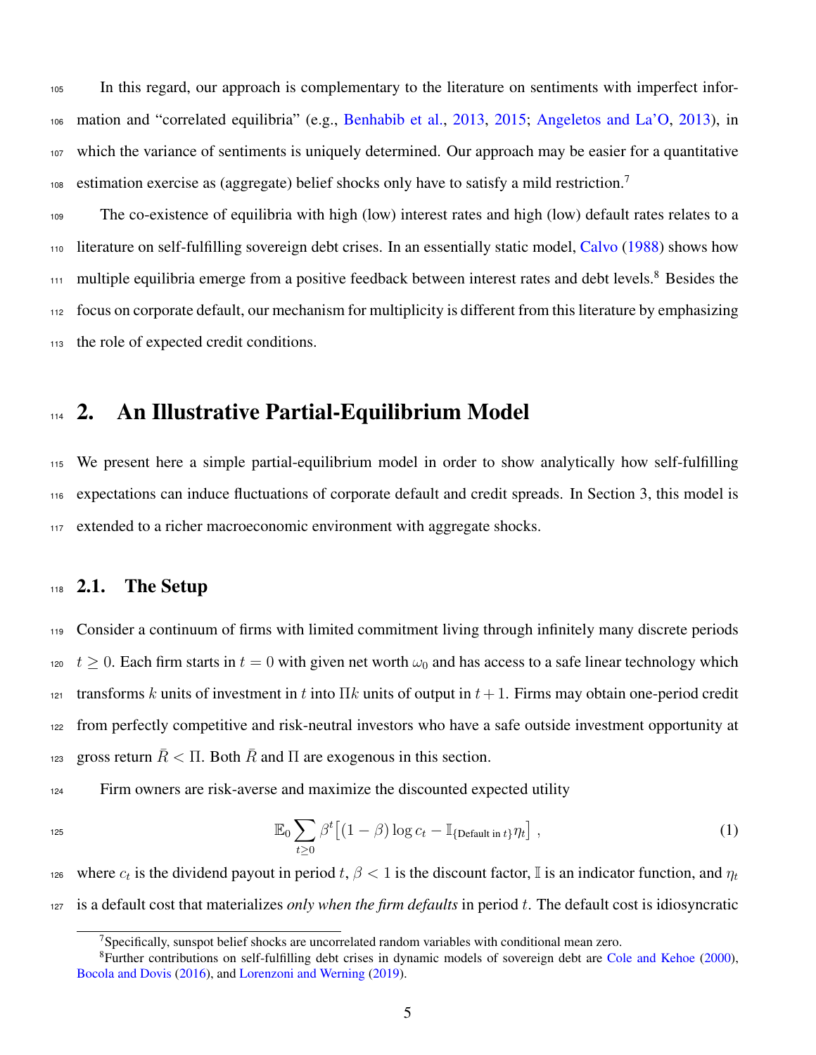In this regard, our approach is complementary to the literature on sentiments with imperfect information and "correlated equilibria" (e.g., Benhabib et al., 2013, 2015; Angeletos and La'O, 2013), in which the variance of sentiments is uniquely determined. Our approach may be easier for a quantitative estimation exercise as (aggregate) belief shocks only have to satisfy a mild restriction.[7]

The co-existence of equilibria with high (low) interest rates and high (low) default rates relates to a literature on self-fulfilling sovereign debt crises. In an essentially static model, Calvo (1988) shows how multiple equilibria emerge from a positive feedback between interest rates and debt levels.[8] Besides the focus on corporate default, our mechanism for multiplicity is different from this literature by emphasizing the role of expected credit conditions.

# 2. An Illustrative Partial-Equilibrium Model

We present here a simple partial-equilibrium model in order to show analytically how self-fulfilling expectations can induce fluctuations of corporate default and credit spreads. In Section 3, this model is extended to a richer macroeconomic environment with aggregate shocks.

## 2.1. The Setup

Consider a continuum of firms with limited commitment living through infinitely many discrete periods $t \geq 0$. Each firm starts in $t = 0$ with given net worth $\omega_0$ and has access to a safe linear technology which transforms $k$ units of investment in $t$ into $\Pi k$ units of output in $t + 1$. Firms may obtain one-period credit from perfectly competitive and risk-neutral investors who have a safe outside investment opportunity at gross return $\bar{R} < \Pi$. Both $\bar{R}$ and $\Pi$ are exogenous in this section.

Firm owners are risk-averse and maximize the discounted expected utility

$$\mathbb{E}_0 \sum_{t \geq 0} \beta^t \big[ (1 - \beta) \log c_t - \mathbb{I}_{\{\text{Default in } t\}} \eta_t \big] \,, \tag{1}$$

where $c_t$ is the dividend payout in period $t$, $\beta < 1$ is the discount factor, $\mathbb{I}$ is an indicator function, and $\eta_t$ is a default cost that materializes *only when the firm defaults* in period $t$. The default cost is idiosyncratic

[7] Specifically, sunspot belief shocks are uncorrelated random variables with conditional mean zero.

[8] Further contributions on self-fulfilling debt crises in dynamic models of sovereign debt are Cole and Kehoe (2000), Bocola and Dovis (2016), and Lorenzoni and Werning (2019).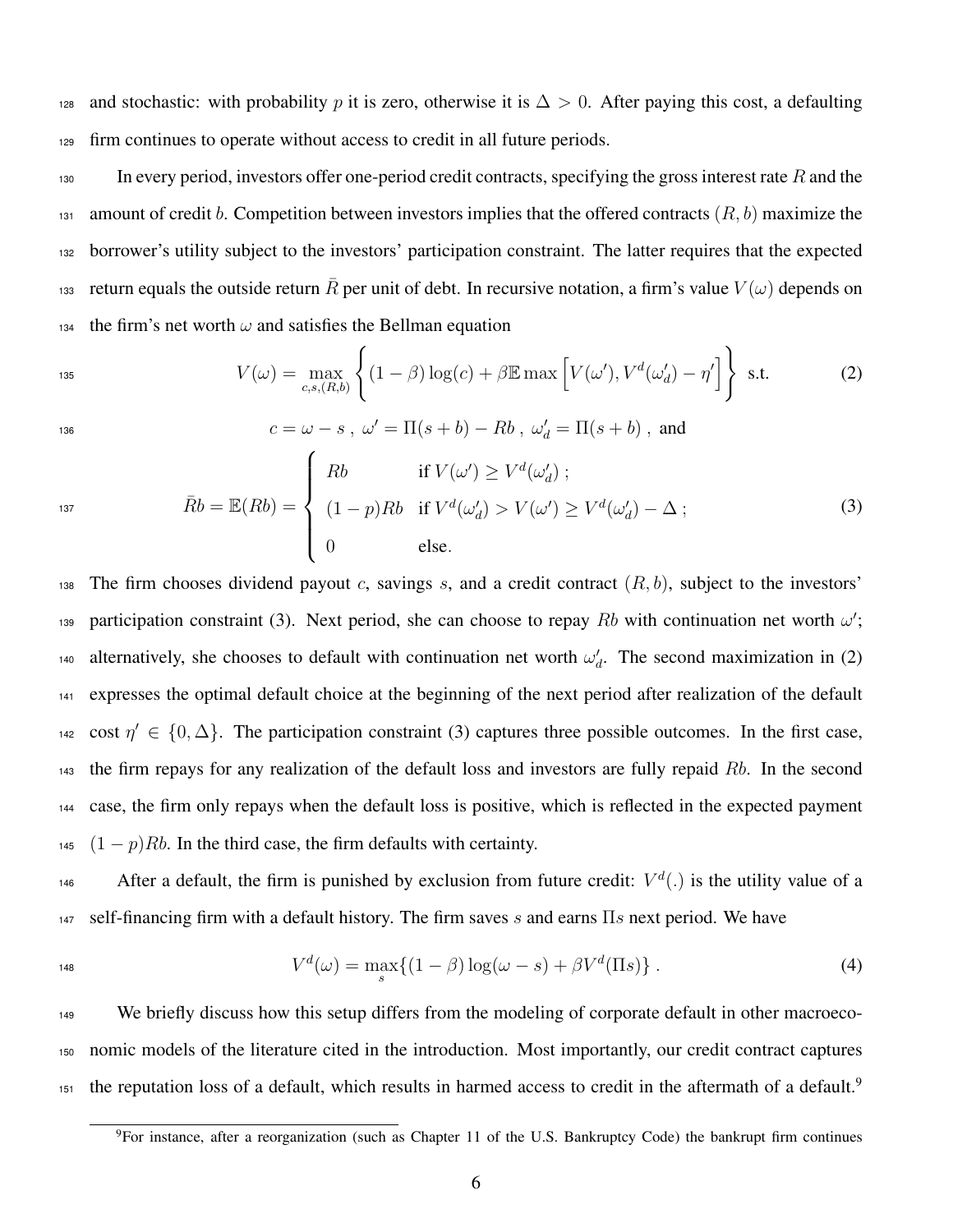and stochastic: with probability $p$ it is zero, otherwise it is $\Delta > 0$. After paying this cost, a defaulting firm continues to operate without access to credit in all future periods.

In every period, investors offer one-period credit contracts, specifying the gross interest rate $R$ and the amount of credit $b$. Competition between investors implies that the offered contracts $(R, b)$ maximize the borrower's utility subject to the investors' participation constraint. The latter requires that the expected return equals the outside return $\bar{R}$ per unit of debt. In recursive notation, a firm's value $V(\omega)$ depends on the firm's net worth $\omega$ and satisfies the Bellman equation

$$V(\omega) = \max_{c,s,(R,b)} \left\{ (1-\beta)\log(c) + \beta \mathbb{E} \max \left[ V(\omega'), V^d(\omega'_d) - \eta' \right] \right\} \text{ s.t.} \tag{2}$$

$$c = \omega - s \;,\; \omega' = \Pi(s+b) - Rb \;,\; \omega'_d = \Pi(s+b) \;,\; \text{and}$$

$$\bar{R}b = \mathbb{E}(Rb) = \begin{cases} Rb & \text{if } V(\omega') \geq V^d(\omega'_d) \;; \\ (1-p)Rb & \text{if } V^d(\omega'_d) > V(\omega') \geq V^d(\omega'_d) - \Delta \;; \\ 0 & \text{else.} \end{cases} \tag{3}$$

The firm chooses dividend payout $c$, savings $s$, and a credit contract $(R, b)$, subject to the investors' participation constraint (3). Next period, she can choose to repay $Rb$ with continuation net worth $\omega'$; alternatively, she chooses to default with continuation net worth $\omega'_d$. The second maximization in (2) expresses the optimal default choice at the beginning of the next period after realization of the default cost $\eta' \in \{0, \Delta\}$. The participation constraint (3) captures three possible outcomes. In the first case, the firm repays for any realization of the default loss and investors are fully repaid $Rb$. In the second case, the firm only repays when the default loss is positive, which is reflected in the expected payment $(1-p)Rb$. In the third case, the firm defaults with certainty.

After a default, the firm is punished by exclusion from future credit: $V^d(.)$ is the utility value of a self-financing firm with a default history. The firm saves $s$ and earns $\Pi s$ next period. We have

$$V^d(\omega) = \max_s \{ (1-\beta)\log(\omega - s) + \beta V^d(\Pi s) \} \,. \tag{4}$$

We briefly discuss how this setup differs from the modeling of corporate default in other macroeconomic models of the literature cited in the introduction. Most importantly, our credit contract captures the reputation loss of a default, which results in harmed access to credit in the aftermath of a default.[9]

[9]For instance, after a reorganization (such as Chapter 11 of the U.S. Bankruptcy Code) the bankrupt firm continues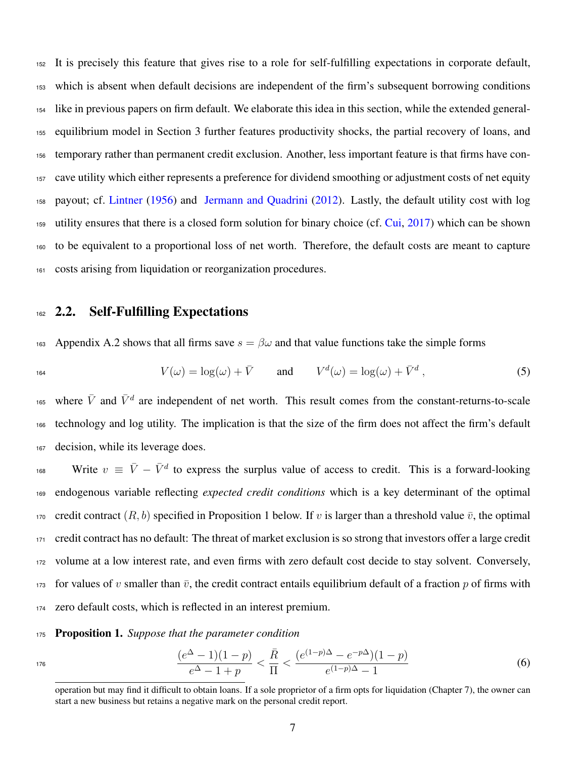It is precisely this feature that gives rise to a role for self-fulfilling expectations in corporate default, which is absent when default decisions are independent of the firm's subsequent borrowing conditions like in previous papers on firm default. We elaborate this idea in this section, while the extended general-equilibrium model in Section 3 further features productivity shocks, the partial recovery of loans, and temporary rather than permanent credit exclusion. Another, less important feature is that firms have concave utility which either represents a preference for dividend smoothing or adjustment costs of net equity payout; cf. Lintner (1956) and Jermann and Quadrini (2012). Lastly, the default utility cost with log utility ensures that there is a closed form solution for binary choice (cf. Cui, 2017) which can be shown to be equivalent to a proportional loss of net worth. Therefore, the default costs are meant to capture costs arising from liquidation or reorganization procedures.

## 2.2. Self-Fulfilling Expectations

Appendix A.2 shows that all firms save $s = \beta\omega$ and that value functions take the simple forms

$$V(\omega) = \log(\omega) + \bar{V} \qquad \text{and} \qquad V^d(\omega) = \log(\omega) + \bar{V}^d\,, \tag{5}$$

where $\bar{V}$ and $\bar{V}^d$ are independent of net worth. This result comes from the constant-returns-to-scale technology and log utility. The implication is that the size of the firm does not affect the firm's default decision, while its leverage does.

Write $v \equiv \bar{V} - \bar{V}^d$ to express the surplus value of access to credit. This is a forward-looking endogenous variable reflecting *expected credit conditions* which is a key determinant of the optimal credit contract $(R, b)$ specified in Proposition 1 below. If $v$ is larger than a threshold value $\bar{v}$, the optimal credit contract has no default: The threat of market exclusion is so strong that investors offer a large credit volume at a low interest rate, and even firms with zero default cost decide to stay solvent. Conversely, for values of $v$ smaller than $\bar{v}$, the credit contract entails equilibrium default of a fraction $p$ of firms with zero default costs, which is reflected in an interest premium.

**Proposition 1.** *Suppose that the parameter condition*

$$\frac{(e^{\Delta} - 1)(1 - p)}{e^{\Delta} - 1 + p} < \frac{\bar{R}}{\Pi} < \frac{(e^{(1-p)\Delta} - e^{-p\Delta})(1 - p)}{e^{(1-p)\Delta} - 1} \tag{6}$$

operation but may find it difficult to obtain loans. If a sole proprietor of a firm opts for liquidation (Chapter 7), the owner can start a new business but retains a negative mark on the personal credit report.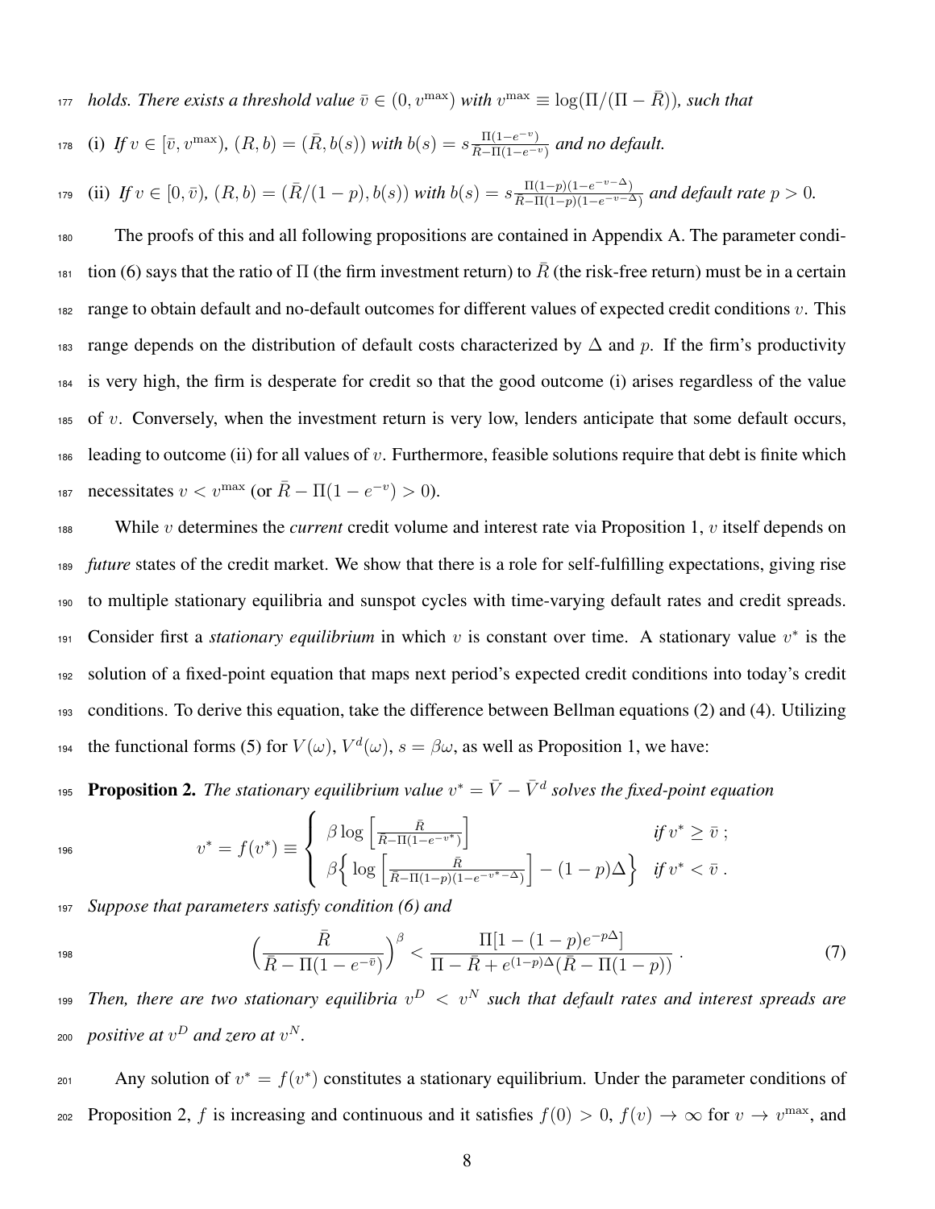*holds. There exists a threshold value $\bar{v} \in (0, v^{\max})$ with $v^{\max} \equiv \log(\Pi/(\Pi - \bar{R}))$, such that*

(i) *If $v \in [\bar{v}, v^{\max})$, $(R, b) = (\bar{R}, b(s))$ with $b(s) = s\frac{\Pi(1-e^{-v})}{\bar{R}-\Pi(1-e^{-v})}$ and no default.*

(ii) *If $v \in [0, \bar{v})$, $(R, b) = (\bar{R}/(1-p), b(s))$ with $b(s) = s\frac{\Pi(1-p)(1-e^{-v-\Delta})}{\bar{R}-\Pi(1-p)(1-e^{-v-\Delta})}$ and default rate $p > 0$.*

The proofs of this and all following propositions are contained in Appendix A. The parameter condition (6) says that the ratio of $\Pi$ (the firm investment return) to $\bar{R}$ (the risk-free return) must be in a certain range to obtain default and no-default outcomes for different values of expected credit conditions $v$. This range depends on the distribution of default costs characterized by $\Delta$ and $p$. If the firm's productivity is very high, the firm is desperate for credit so that the good outcome (i) arises regardless of the value of $v$. Conversely, when the investment return is very low, lenders anticipate that some default occurs, leading to outcome (ii) for all values of $v$. Furthermore, feasible solutions require that debt is finite which necessitates $v < v^{\max}$ (or $\bar{R} - \Pi(1 - e^{-v}) > 0$).

While $v$ determines the *current* credit volume and interest rate via Proposition 1, $v$ itself depends on *future* states of the credit market. We show that there is a role for self-fulfilling expectations, giving rise to multiple stationary equilibria and sunspot cycles with time-varying default rates and credit spreads. Consider first a *stationary equilibrium* in which $v$ is constant over time. A stationary value $v^*$ is the solution of a fixed-point equation that maps next period's expected credit conditions into today's credit conditions. To derive this equation, take the difference between Bellman equations (2) and (4). Utilizing the functional forms (5) for $V(\omega)$, $V^d(\omega)$, $s = \beta\omega$, as well as Proposition 1, we have:

**Proposition 2.** *The stationary equilibrium value $v^* = \bar{V} - \bar{V}^d$ solves the fixed-point equation*

$$v^* = f(v^*) \equiv \begin{cases} \beta \log\left[\frac{\bar{R}}{\bar{R}-\Pi(1-e^{-v^*})}\right] & \text{if } v^* \geq \bar{v} \ ; \\ \beta\Big\{ \log\left[\frac{\bar{R}}{\bar{R}-\Pi(1-p)(1-e^{-v^*-\Delta})}\right] - (1-p)\Delta \Big\} & \text{if } v^* < \bar{v} \ . \end{cases}$$

*Suppose that parameters satisfy condition (6) and*

$$\Big(\frac{\bar{R}}{\bar{R} - \Pi(1 - e^{-\bar{v}})}\Big)^{\beta} < \frac{\Pi[1 - (1-p)e^{-p\Delta}]}{\Pi - \bar{R} + e^{(1-p)\Delta}(\bar{R} - \Pi(1-p))} \ . \tag{7}$$

*Then, there are two stationary equilibria $v^D < v^N$ such that default rates and interest spreads are positive at $v^D$ and zero at $v^N$.*

Any solution of $v^* = f(v^*)$ constitutes a stationary equilibrium. Under the parameter conditions of Proposition 2, $f$ is increasing and continuous and it satisfies $f(0) > 0$, $f(v) \to \infty$ for $v \to v^{\max}$, and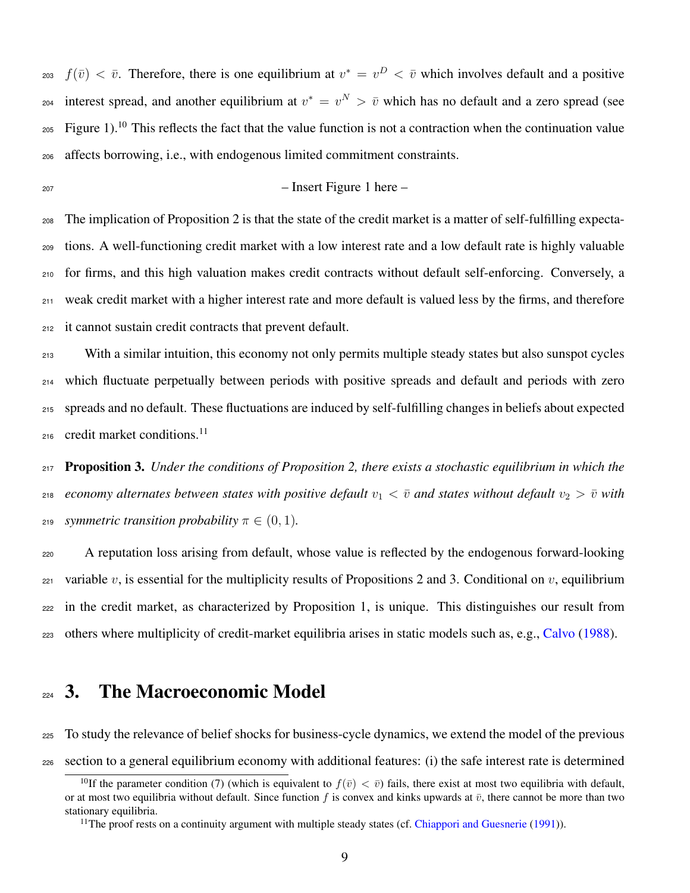$f(\bar{v}) < \bar{v}$. Therefore, there is one equilibrium at $v^* = v^D < \bar{v}$ which involves default and a positive interest spread, and another equilibrium at $v^* = v^N > \bar{v}$ which has no default and a zero spread (see Figure 1).[10] This reflects the fact that the value function is not a contraction when the continuation value affects borrowing, i.e., with endogenous limited commitment constraints.

– Insert Figure 1 here –

The implication of Proposition 2 is that the state of the credit market is a matter of self-fulfilling expectations. A well-functioning credit market with a low interest rate and a low default rate is highly valuable for firms, and this high valuation makes credit contracts without default self-enforcing. Conversely, a weak credit market with a higher interest rate and more default is valued less by the firms, and therefore it cannot sustain credit contracts that prevent default.

With a similar intuition, this economy not only permits multiple steady states but also sunspot cycles which fluctuate perpetually between periods with positive spreads and default and periods with zero spreads and no default. These fluctuations are induced by self-fulfilling changes in beliefs about expected credit market conditions.[11]

**Proposition 3.** *Under the conditions of Proposition 2, there exists a stochastic equilibrium in which the economy alternates between states with positive default $v_1 < \bar{v}$ and states without default $v_2 > \bar{v}$ with symmetric transition probability $\pi \in (0, 1)$.*

A reputation loss arising from default, whose value is reflected by the endogenous forward-looking variable $v$, is essential for the multiplicity results of Propositions 2 and 3. Conditional on $v$, equilibrium in the credit market, as characterized by Proposition 1, is unique. This distinguishes our result from others where multiplicity of credit-market equilibria arises in static models such as, e.g., Calvo (1988).

# 3. The Macroeconomic Model

To study the relevance of belief shocks for business-cycle dynamics, we extend the model of the previous section to a general equilibrium economy with additional features: (i) the safe interest rate is determined

[10] If the parameter condition (7) (which is equivalent to $f(\bar{v}) < \bar{v}$) fails, there exist at most two equilibria with default, or at most two equilibria without default. Since function $f$ is convex and kinks upwards at $\bar{v}$, there cannot be more than two stationary equilibria.

[11] The proof rests on a continuity argument with multiple steady states (cf. Chiappori and Guesnerie (1991)).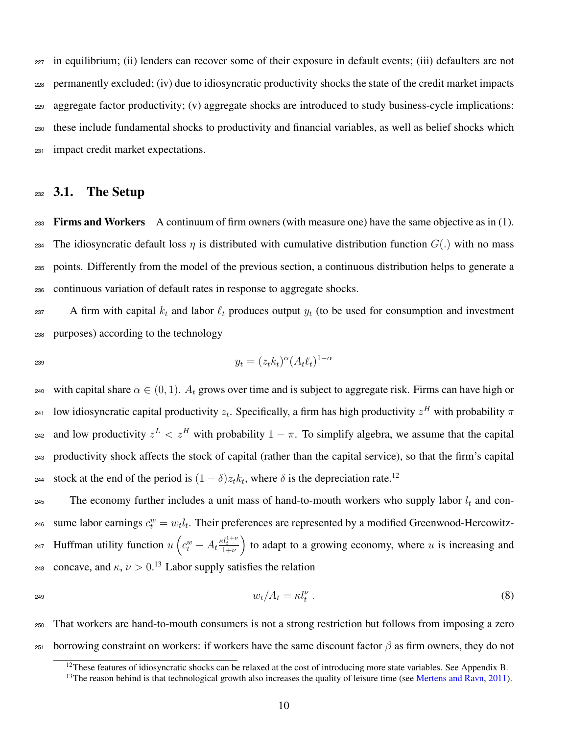in equilibrium; (ii) lenders can recover some of their exposure in default events; (iii) defaulters are not permanently excluded; (iv) due to idiosyncratic productivity shocks the state of the credit market impacts aggregate factor productivity; (v) aggregate shocks are introduced to study business-cycle implications: these include fundamental shocks to productivity and financial variables, as well as belief shocks which impact credit market expectations.

## 3.1. The Setup

**Firms and Workers** A continuum of firm owners (with measure one) have the same objective as in (1). The idiosyncratic default loss $\eta$ is distributed with cumulative distribution function $G(.)$ with no mass points. Differently from the model of the previous section, a continuous distribution helps to generate a continuous variation of default rates in response to aggregate shocks.

A firm with capital $k_t$ and labor $\ell_t$ produces output $y_t$ (to be used for consumption and investment purposes) according to the technology

$$y_t = (z_t k_t)^{\alpha} (A_t \ell_t)^{1-\alpha}$$

with capital share $\alpha \in (0, 1)$. $A_t$ grows over time and is subject to aggregate risk. Firms can have high or low idiosyncratic capital productivity $z_t$. Specifically, a firm has high productivity $z^H$ with probability $\pi$ and low productivity $z^L < z^H$ with probability $1 - \pi$. To simplify algebra, we assume that the capital productivity shock affects the stock of capital (rather than the capital service), so that the firm's capital stock at the end of the period is $(1 - \delta) z_t k_t$, where $\delta$ is the depreciation rate.[12]

The economy further includes a unit mass of hand-to-mouth workers who supply labor $l_t$ and consume labor earnings $c_t^w = w_t l_t$. Their preferences are represented by a modified Greenwood-Hercowitz-Huffman utility function $u\left(c_t^w - A_t \frac{\kappa l_t^{1+\nu}}{1+\nu}\right)$ to adapt to a growing economy, where $u$ is increasing and concave, and $\kappa$, $\nu > 0$.[13] Labor supply satisfies the relation

$$w_t / A_t = \kappa l_t^{\nu} \, . \tag{8}$$

That workers are hand-to-mouth consumers is not a strong restriction but follows from imposing a zero borrowing constraint on workers: if workers have the same discount factor $\beta$ as firm owners, they do not

[12] These features of idiosyncratic shocks can be relaxed at the cost of introducing more state variables. See Appendix B.

[13] The reason behind is that technological growth also increases the quality of leisure time (see Mertens and Ravn, 2011).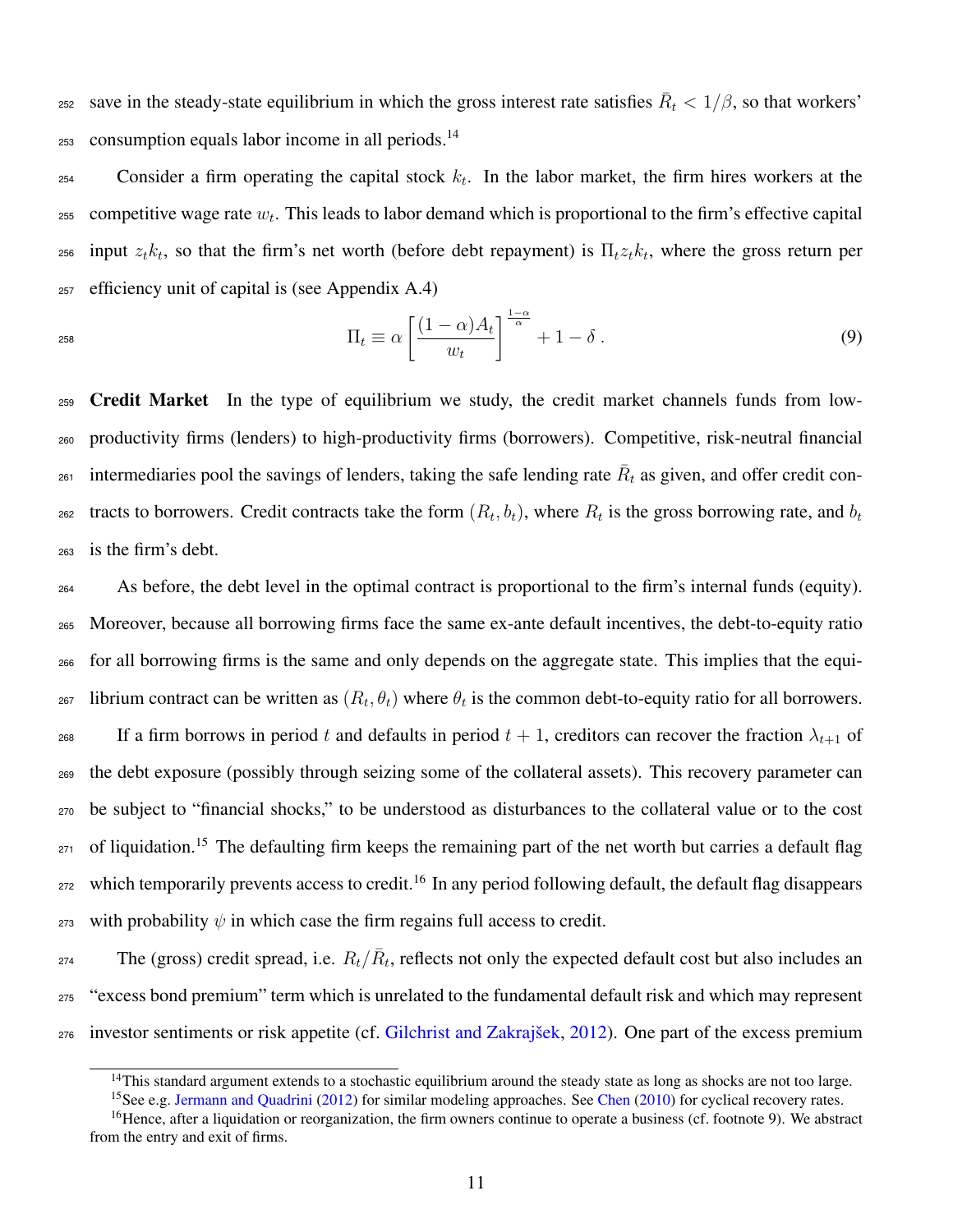save in the steady-state equilibrium in which the gross interest rate satisfies $\bar{R}_t < 1/\beta$, so that workers' consumption equals labor income in all periods.[14]

Consider a firm operating the capital stock $k_t$. In the labor market, the firm hires workers at the competitive wage rate $w_t$. This leads to labor demand which is proportional to the firm's effective capital input $z_t k_t$, so that the firm's net worth (before debt repayment) is $\Pi_t z_t k_t$, where the gross return per efficiency unit of capital is (see Appendix A.4)

$$\Pi_t \equiv \alpha \left[ \frac{(1-\alpha)A_t}{w_t} \right]^{\frac{1-\alpha}{\alpha}} + 1 - \delta \,. \tag{9}$$

**Credit Market** In the type of equilibrium we study, the credit market channels funds from low-productivity firms (lenders) to high-productivity firms (borrowers). Competitive, risk-neutral financial intermediaries pool the savings of lenders, taking the safe lending rate $\bar{R}_t$ as given, and offer credit contracts to borrowers. Credit contracts take the form $(R_t, b_t)$, where $R_t$ is the gross borrowing rate, and $b_t$ is the firm's debt.

As before, the debt level in the optimal contract is proportional to the firm's internal funds (equity). Moreover, because all borrowing firms face the same ex-ante default incentives, the debt-to-equity ratio for all borrowing firms is the same and only depends on the aggregate state. This implies that the equilibrium contract can be written as $(R_t, \theta_t)$ where $\theta_t$ is the common debt-to-equity ratio for all borrowers.

If a firm borrows in period $t$ and defaults in period $t+1$, creditors can recover the fraction $\lambda_{t+1}$ of the debt exposure (possibly through seizing some of the collateral assets). This recovery parameter can be subject to "financial shocks," to be understood as disturbances to the collateral value or to the cost of liquidation.[15] The defaulting firm keeps the remaining part of the net worth but carries a default flag which temporarily prevents access to credit.[16] In any period following default, the default flag disappears with probability $\psi$ in which case the firm regains full access to credit.

The (gross) credit spread, i.e. $R_t/\bar{R}_t$, reflects not only the expected default cost but also includes an "excess bond premium" term which is unrelated to the fundamental default risk and which may represent investor sentiments or risk appetite (cf. Gilchrist and Zakrajšek, 2012). One part of the excess premium

---

[14] This standard argument extends to a stochastic equilibrium around the steady state as long as shocks are not too large.

[15] See e.g. Jermann and Quadrini (2012) for similar modeling approaches. See Chen (2010) for cyclical recovery rates.

[16] Hence, after a liquidation or reorganization, the firm owners continue to operate a business (cf. footnote 9). We abstract from the entry and exit of firms.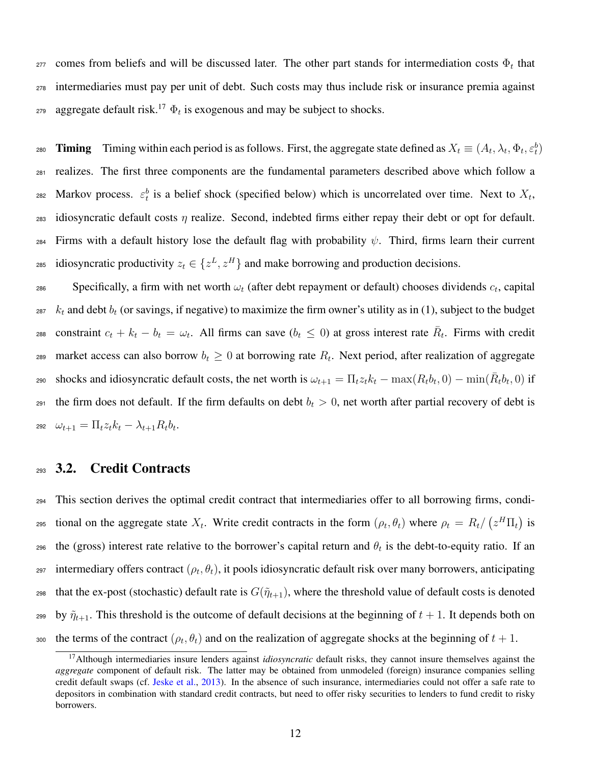comes from beliefs and will be discussed later. The other part stands for intermediation costs $\Phi_t$ that intermediaries must pay per unit of debt. Such costs may thus include risk or insurance premia against aggregate default risk.[17] $\Phi_t$ is exogenous and may be subject to shocks.

**Timing** Timing within each period is as follows. First, the aggregate state defined as $X_t \equiv (A_t, \lambda_t, \Phi_t, \varepsilon_t^b)$ realizes. The first three components are the fundamental parameters described above which follow a Markov process. $\varepsilon_t^b$ is a belief shock (specified below) which is uncorrelated over time. Next to $X_t$, idiosyncratic default costs $\eta$ realize. Second, indebted firms either repay their debt or opt for default. Firms with a default history lose the default flag with probability $\psi$. Third, firms learn their current idiosyncratic productivity $z_t \in \{z^L, z^H\}$ and make borrowing and production decisions.

Specifically, a firm with net worth $\omega_t$ (after debt repayment or default) chooses dividends $c_t$, capital $k_t$ and debt $b_t$ (or savings, if negative) to maximize the firm owner's utility as in (1), subject to the budget constraint $c_t + k_t - b_t = \omega_t$. All firms can save ($b_t \leq 0$) at gross interest rate $\bar{R}_t$. Firms with credit market access can also borrow $b_t \geq 0$ at borrowing rate $R_t$. Next period, after realization of aggregate shocks and idiosyncratic default costs, the net worth is $\omega_{t+1} = \Pi_t z_t k_t - \max(R_t b_t, 0) - \min(\bar{R}_t b_t, 0)$ if the firm does not default. If the firm defaults on debt $b_t > 0$, net worth after partial recovery of debt is $\omega_{t+1} = \Pi_t z_t k_t - \lambda_{t+1} R_t b_t$.

## 3.2. Credit Contracts

This section derives the optimal credit contract that intermediaries offer to all borrowing firms, conditional on the aggregate state $X_t$. Write credit contracts in the form $(\rho_t, \theta_t)$ where $\rho_t = R_t / \left(z^H \Pi_t\right)$ is the (gross) interest rate relative to the borrower's capital return and $\theta_t$ is the debt-to-equity ratio. If an intermediary offers contract $(\rho_t, \theta_t)$, it pools idiosyncratic default risk over many borrowers, anticipating that the ex-post (stochastic) default rate is $G(\tilde{\eta}_{t+1})$, where the threshold value of default costs is denoted by $\tilde{\eta}_{t+1}$. This threshold is the outcome of default decisions at the beginning of $t+1$. It depends both on the terms of the contract $(\rho_t, \theta_t)$ and on the realization of aggregate shocks at the beginning of $t+1$.

[17] Although intermediaries insure lenders against *idiosyncratic* default risks, they cannot insure themselves against the *aggregate* component of default risk. The latter may be obtained from unmodeled (foreign) insurance companies selling credit default swaps (cf. Jeske et al., 2013). In the absence of such insurance, intermediaries could not offer a safe rate to depositors in combination with standard credit contracts, but need to offer risky securities to lenders to fund credit to risky borrowers.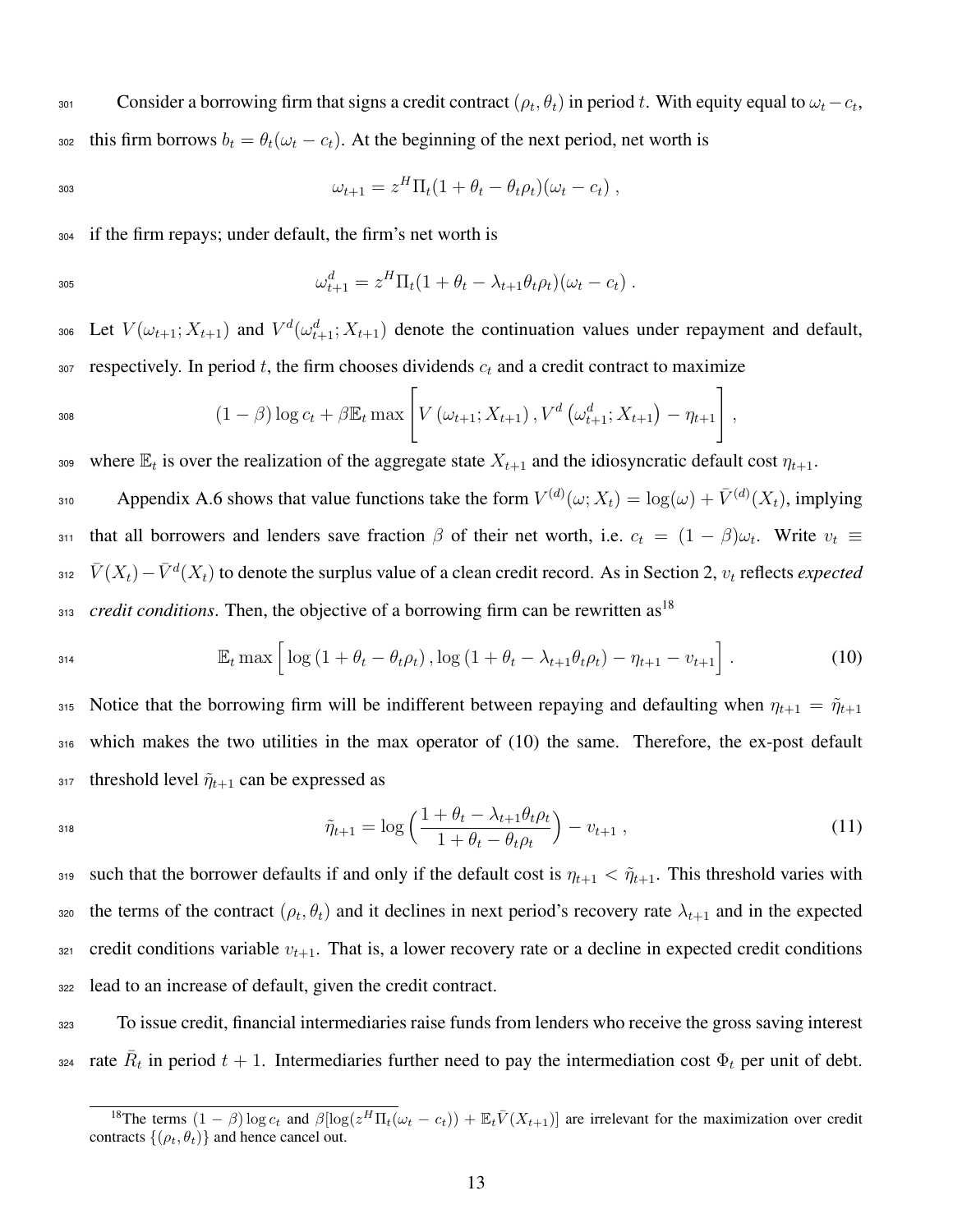Consider a borrowing firm that signs a credit contract $(\rho_t, \theta_t)$ in period $t$. With equity equal to $\omega_t - c_t$, this firm borrows $b_t = \theta_t(\omega_t - c_t)$. At the beginning of the next period, net worth is

$$\omega_{t+1} = z^H \Pi_t (1 + \theta_t - \theta_t \rho_t)(\omega_t - c_t) \; ,$$

if the firm repays; under default, the firm's net worth is

$$\omega_{t+1}^d = z^H \Pi_t (1 + \theta_t - \lambda_{t+1} \theta_t \rho_t)(\omega_t - c_t) \; .$$

Let $V(\omega_{t+1}; X_{t+1})$ and $V^d(\omega_{t+1}^d; X_{t+1})$ denote the continuation values under repayment and default, respectively. In period $t$, the firm chooses dividends $c_t$ and a credit contract to maximize

$$(1-\beta)\log c_t + \beta \mathbb{E}_t \max \left[ V\left(\omega_{t+1}; X_{t+1}\right), V^d\left(\omega_{t+1}^d; X_{t+1}\right) - \eta_{t+1} \right] ,$$

where $\mathbb{E}_t$ is over the realization of the aggregate state $X_{t+1}$ and the idiosyncratic default cost $\eta_{t+1}$.

Appendix A.6 shows that value functions take the form $V^{(d)}(\omega; X_t) = \log(\omega) + \bar{V}^{(d)}(X_t)$, implying that all borrowers and lenders save fraction $\beta$ of their net worth, i.e. $c_t = (1-\beta)\omega_t$. Write $v_t \equiv \bar{V}(X_t) - \bar{V}^d(X_t)$ to denote the surplus value of a clean credit record. As in Section 2, $v_t$ reflects *expected credit conditions*. Then, the objective of a borrowing firm can be rewritten as[18]

$$\mathbb{E}_t \max \Big[ \log\left(1 + \theta_t - \theta_t \rho_t\right), \log\left(1 + \theta_t - \lambda_{t+1}\theta_t \rho_t\right) - \eta_{t+1} - v_{t+1} \Big] . \tag{10}$$

Notice that the borrowing firm will be indifferent between repaying and defaulting when $\eta_{t+1} = \tilde{\eta}_{t+1}$ which makes the two utilities in the max operator of (10) the same. Therefore, the ex-post default threshold level $\tilde{\eta}_{t+1}$ can be expressed as

$$\tilde{\eta}_{t+1} = \log\left(\frac{1 + \theta_t - \lambda_{t+1}\theta_t\rho_t}{1 + \theta_t - \theta_t\rho_t}\right) - v_{t+1} \; , \tag{11}$$

such that the borrower defaults if and only if the default cost is $\eta_{t+1} < \tilde{\eta}_{t+1}$. This threshold varies with the terms of the contract $(\rho_t, \theta_t)$ and it declines in next period's recovery rate $\lambda_{t+1}$ and in the expected credit conditions variable $v_{t+1}$. That is, a lower recovery rate or a decline in expected credit conditions lead to an increase of default, given the credit contract.

To issue credit, financial intermediaries raise funds from lenders who receive the gross saving interest rate $\bar{R}_t$ in period $t+1$. Intermediaries further need to pay the intermediation cost $\Phi_t$ per unit of debt.

[18] The terms $(1-\beta)\log c_t$ and $\beta[\log(z^H \Pi_t(\omega_t - c_t)) + \mathbb{E}_t \bar{V}(X_{t+1})]$ are irrelevant for the maximization over credit contracts $\{(\rho_t, \theta_t)\}$ and hence cancel out.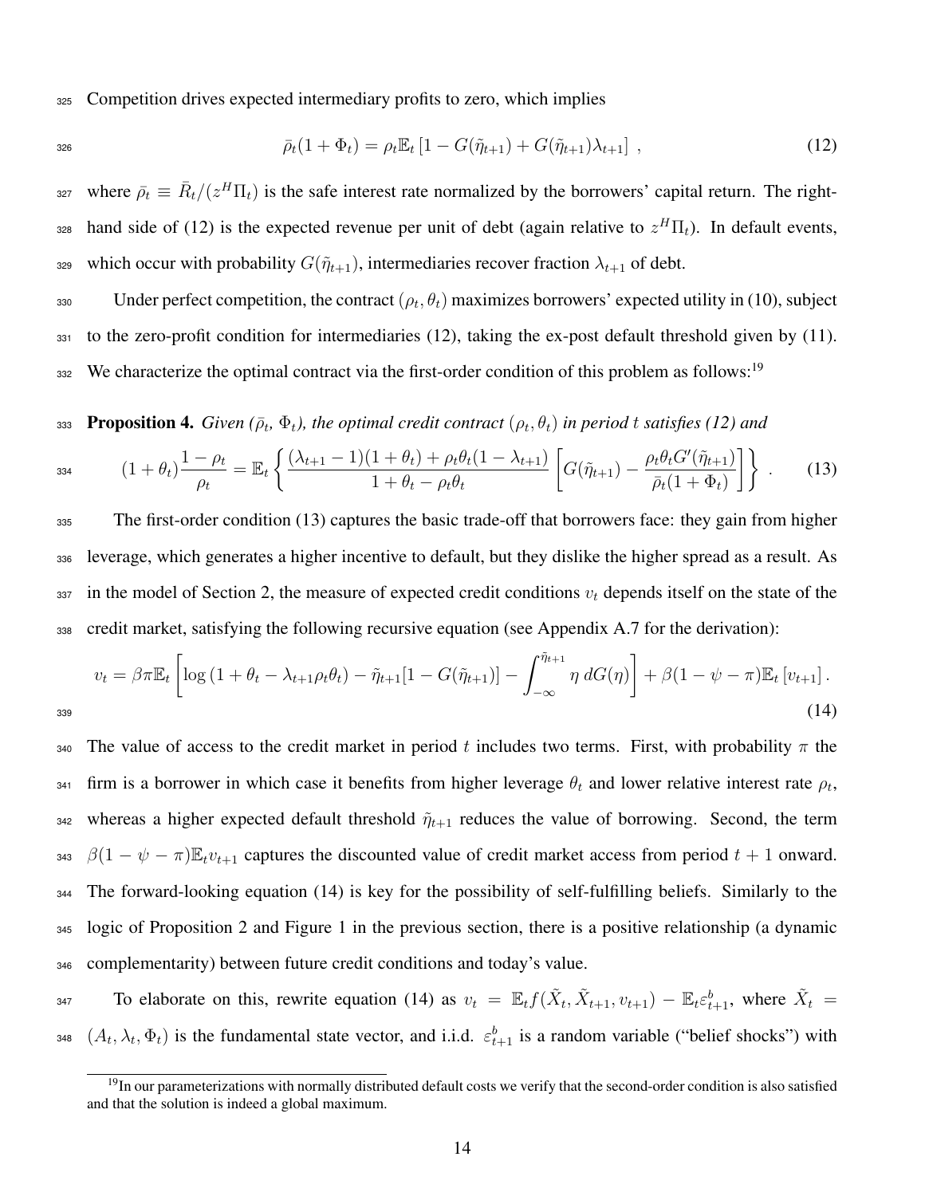Competition drives expected intermediary profits to zero, which implies

$$\bar{\rho}_t(1+\Phi_t) = \rho_t \mathbb{E}_t \left[1 - G(\tilde{\eta}_{t+1}) + G(\tilde{\eta}_{t+1})\lambda_{t+1}\right] \,, \tag{12}$$

where $\bar{\rho}_t \equiv \bar{R}_t/(z^H \Pi_t)$ is the safe interest rate normalized by the borrowers' capital return. The right-hand side of (12) is the expected revenue per unit of debt (again relative to $z^H \Pi_t$). In default events, which occur with probability $G(\tilde{\eta}_{t+1})$, intermediaries recover fraction $\lambda_{t+1}$ of debt.

Under perfect competition, the contract $(\rho_t, \theta_t)$ maximizes borrowers' expected utility in (10), subject to the zero-profit condition for intermediaries (12), taking the ex-post default threshold given by (11). We characterize the optimal contract via the first-order condition of this problem as follows:[19]

**Proposition 4.** *Given ($\bar{\rho}_t$, $\Phi_t$), the optimal credit contract $(\rho_t, \theta_t)$ in period $t$ satisfies (12) and*

$$(1+\theta_t)\frac{1-\rho_t}{\rho_t} = \mathbb{E}_t \left\{ \frac{(\lambda_{t+1}-1)(1+\theta_t) + \rho_t \theta_t (1-\lambda_{t+1})}{1+\theta_t - \rho_t \theta_t} \left[ G(\tilde{\eta}_{t+1}) - \frac{\rho_t \theta_t G'(\tilde{\eta}_{t+1})}{\bar{\rho}_t(1+\Phi_t)} \right] \right\} \,. \tag{13}$$

The first-order condition (13) captures the basic trade-off that borrowers face: they gain from higher leverage, which generates a higher incentive to default, but they dislike the higher spread as a result. As in the model of Section 2, the measure of expected credit conditions $v_t$ depends itself on the state of the credit market, satisfying the following recursive equation (see Appendix A.7 for the derivation):

$$v_t = \beta\pi \mathbb{E}_t \left[ \log\left(1+\theta_t - \lambda_{t+1}\rho_t\theta_t\right) - \tilde{\eta}_{t+1}[1 - G(\tilde{\eta}_{t+1})] - \int_{-\infty}^{\tilde{\eta}_{t+1}} \eta \, dG(\eta) \right] + \beta(1-\psi-\pi)\mathbb{E}_t\left[v_{t+1}\right]. \tag{14}$$

The value of access to the credit market in period $t$ includes two terms. First, with probability $\pi$ the firm is a borrower in which case it benefits from higher leverage $\theta_t$ and lower relative interest rate $\rho_t$, whereas a higher expected default threshold $\tilde{\eta}_{t+1}$ reduces the value of borrowing. Second, the term $\beta(1-\psi-\pi)\mathbb{E}_t v_{t+1}$ captures the discounted value of credit market access from period $t+1$ onward. The forward-looking equation (14) is key for the possibility of self-fulfilling beliefs. Similarly to the logic of Proposition 2 and Figure 1 in the previous section, there is a positive relationship (a dynamic complementarity) between future credit conditions and today's value.

To elaborate on this, rewrite equation (14) as $v_t = \mathbb{E}_t f(\tilde{X}_t, \tilde{X}_{t+1}, v_{t+1}) - \mathbb{E}_t \varepsilon^b_{t+1}$, where $\tilde{X}_t = (A_t, \lambda_t, \Phi_t)$ is the fundamental state vector, and i.i.d. $\varepsilon^b_{t+1}$ is a random variable ("belief shocks") with

[19] In our parameterizations with normally distributed default costs we verify that the second-order condition is also satisfied and that the solution is indeed a global maximum.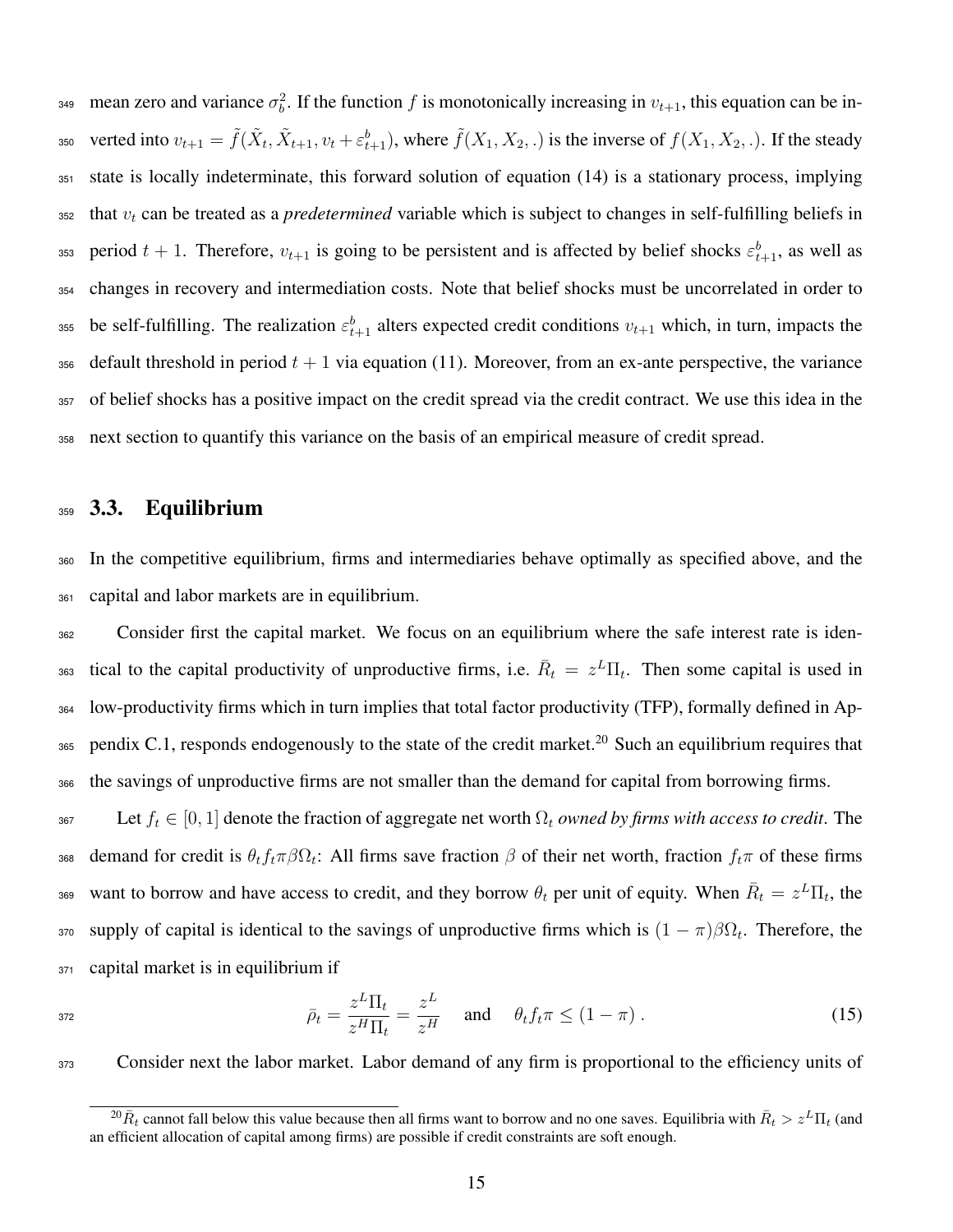mean zero and variance $\sigma_b^2$. If the function $f$ is monotonically increasing in $v_{t+1}$, this equation can be inverted into $v_{t+1} = \tilde{f}(\tilde{X}_t, \tilde{X}_{t+1}, v_t + \varepsilon_{t+1}^b)$, where $\tilde{f}(X_1, X_2, .)$ is the inverse of $f(X_1, X_2, .)$. If the steady state is locally indeterminate, this forward solution of equation (14) is a stationary process, implying that $v_t$ can be treated as a *predetermined* variable which is subject to changes in self-fulfilling beliefs in period $t+1$. Therefore, $v_{t+1}$ is going to be persistent and is affected by belief shocks $\varepsilon_{t+1}^b$, as well as changes in recovery and intermediation costs. Note that belief shocks must be uncorrelated in order to be self-fulfilling. The realization $\varepsilon_{t+1}^b$ alters expected credit conditions $v_{t+1}$ which, in turn, impacts the default threshold in period $t+1$ via equation (11). Moreover, from an ex-ante perspective, the variance of belief shocks has a positive impact on the credit spread via the credit contract. We use this idea in the next section to quantify this variance on the basis of an empirical measure of credit spread.

## 3.3. Equilibrium

In the competitive equilibrium, firms and intermediaries behave optimally as specified above, and the capital and labor markets are in equilibrium.

Consider first the capital market. We focus on an equilibrium where the safe interest rate is identical to the capital productivity of unproductive firms, i.e. $\bar{R}_t = z^L \Pi_t$. Then some capital is used in low-productivity firms which in turn implies that total factor productivity (TFP), formally defined in Appendix C.1, responds endogenously to the state of the credit market.[20] Such an equilibrium requires that the savings of unproductive firms are not smaller than the demand for capital from borrowing firms.

Let $f_t \in [0,1]$ denote the fraction of aggregate net worth $\Omega_t$ *owned by firms with access to credit*. The demand for credit is $\theta_t f_t \pi \beta \Omega_t$: All firms save fraction $\beta$ of their net worth, fraction $f_t \pi$ of these firms want to borrow and have access to credit, and they borrow $\theta_t$ per unit of equity. When $\bar{R}_t = z^L \Pi_t$, the supply of capital is identical to the savings of unproductive firms which is $(1-\pi)\beta\Omega_t$. Therefore, the capital market is in equilibrium if

$$\bar{\rho}_t = \frac{z^L \Pi_t}{z^H \Pi_t} = \frac{z^L}{z^H} \quad \text{and} \quad \theta_t f_t \pi \leq (1-\pi) \,. \tag{15}$$

Consider next the labor market. Labor demand of any firm is proportional to the efficiency units of

[20] $\bar{R}_t$ cannot fall below this value because then all firms want to borrow and no one saves. Equilibria with $\bar{R}_t > z^L \Pi_t$ (and an efficient allocation of capital among firms) are possible if credit constraints are soft enough.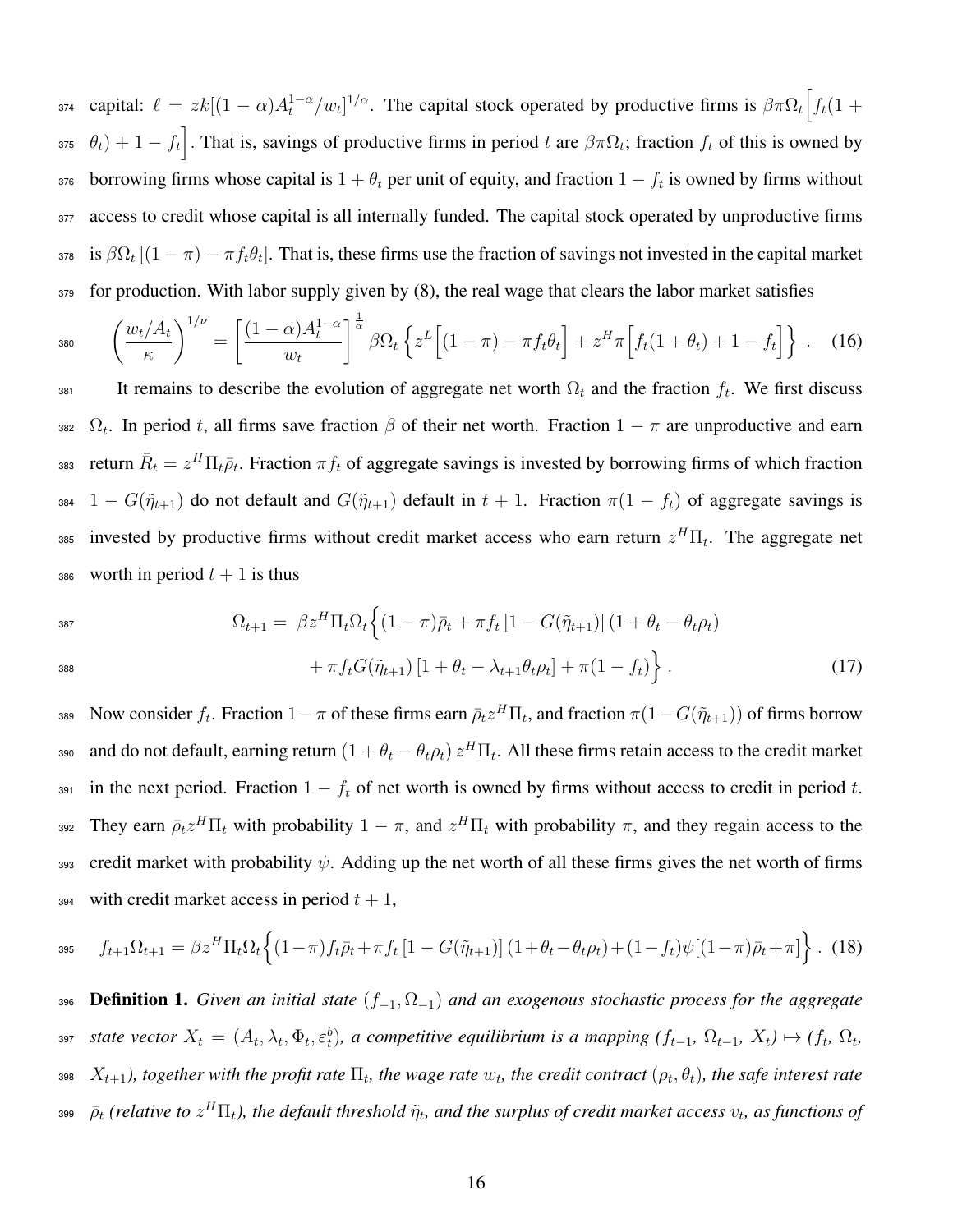capital: $\ell = zk[(1-\alpha)A_t^{1-\alpha}/w_t]^{1/\alpha}$. The capital stock operated by productive firms is $\beta\pi\Omega_t\Big[f_t(1+\theta_t)+1-f_t\Big]$. That is, savings of productive firms in period $t$ are $\beta\pi\Omega_t$; fraction $f_t$ of this is owned by borrowing firms whose capital is $1+\theta_t$ per unit of equity, and fraction $1-f_t$ is owned by firms without access to credit whose capital is all internally funded. The capital stock operated by unproductive firms is $\beta\Omega_t\left[(1-\pi)-\pi f_t\theta_t\right]$. That is, these firms use the fraction of savings not invested in the capital market for production. With labor supply given by (8), the real wage that clears the labor market satisfies

$$\left(\frac{w_t/A_t}{\kappa}\right)^{1/\nu} = \left[\frac{(1-\alpha)A_t^{1-\alpha}}{w_t}\right]^{\frac{1}{\alpha}} \beta\Omega_t\left\{z^L\Big[(1-\pi)-\pi f_t\theta_t\Big]+z^H\pi\Big[f_t(1+\theta_t)+1-f_t\Big]\right\}. \quad (16)$$

It remains to describe the evolution of aggregate net worth $\Omega_t$ and the fraction $f_t$. We first discuss $\Omega_t$. In period $t$, all firms save fraction $\beta$ of their net worth. Fraction $1-\pi$ are unproductive and earn return $\bar{R}_t = z^H\Pi_t\bar{\rho}_t$. Fraction $\pi f_t$ of aggregate savings is invested by borrowing firms of which fraction $1-G(\tilde{\eta}_{t+1})$ do not default and $G(\tilde{\eta}_{t+1})$ default in $t+1$. Fraction $\pi(1-f_t)$ of aggregate savings is invested by productive firms without credit market access who earn return $z^H\Pi_t$. The aggregate net worth in period $t+1$ is thus

$$\begin{aligned}
\Omega_{t+1} = \;& \beta z^H\Pi_t\Omega_t\Big\{(1-\pi)\bar{\rho}_t + \pi f_t\left[1-G(\tilde{\eta}_{t+1})\right](1+\theta_t-\theta_t\rho_t) \\
& + \pi f_t G(\tilde{\eta}_{t+1})\left[1+\theta_t-\lambda_{t+1}\theta_t\rho_t\right] + \pi(1-f_t)\Big\}. \quad (17)
\end{aligned}$$

Now consider $f_t$. Fraction $1-\pi$ of these firms earn $\bar{\rho}_t z^H\Pi_t$, and fraction $\pi(1-G(\tilde{\eta}_{t+1}))$ of firms borrow and do not default, earning return $(1+\theta_t-\theta_t\rho_t)\,z^H\Pi_t$. All these firms retain access to the credit market in the next period. Fraction $1-f_t$ of net worth is owned by firms without access to credit in period $t$. They earn $\bar{\rho}_t z^H\Pi_t$ with probability $1-\pi$, and $z^H\Pi_t$ with probability $\pi$, and they regain access to the credit market with probability $\psi$. Adding up the net worth of all these firms gives the net worth of firms with credit market access in period $t+1$,

$$f_{t+1}\Omega_{t+1} = \beta z^H\Pi_t\Omega_t\Big\{(1-\pi)f_t\bar{\rho}_t + \pi f_t\left[1-G(\tilde{\eta}_{t+1})\right](1+\theta_t-\theta_t\rho_t) + (1-f_t)\psi[(1-\pi)\bar{\rho}_t+\pi]\Big\}. \quad (18)$$

**Definition 1.** *Given an initial state $(f_{-1}, \Omega_{-1})$ and an exogenous stochastic process for the aggregate state vector $X_t = (A_t, \lambda_t, \Phi_t, \varepsilon_t^b)$, a competitive equilibrium is a mapping ($f_{t-1}$, $\Omega_{t-1}$, $X_t$) $\mapsto$ ($f_t$, $\Omega_t$, $X_{t+1}$), together with the profit rate $\Pi_t$, the wage rate $w_t$, the credit contract $(\rho_t, \theta_t)$, the safe interest rate $\bar{\rho}_t$ (relative to $z^H\Pi_t$), the default threshold $\tilde{\eta}_t$, and the surplus of credit market access $\upsilon_t$, as functions of*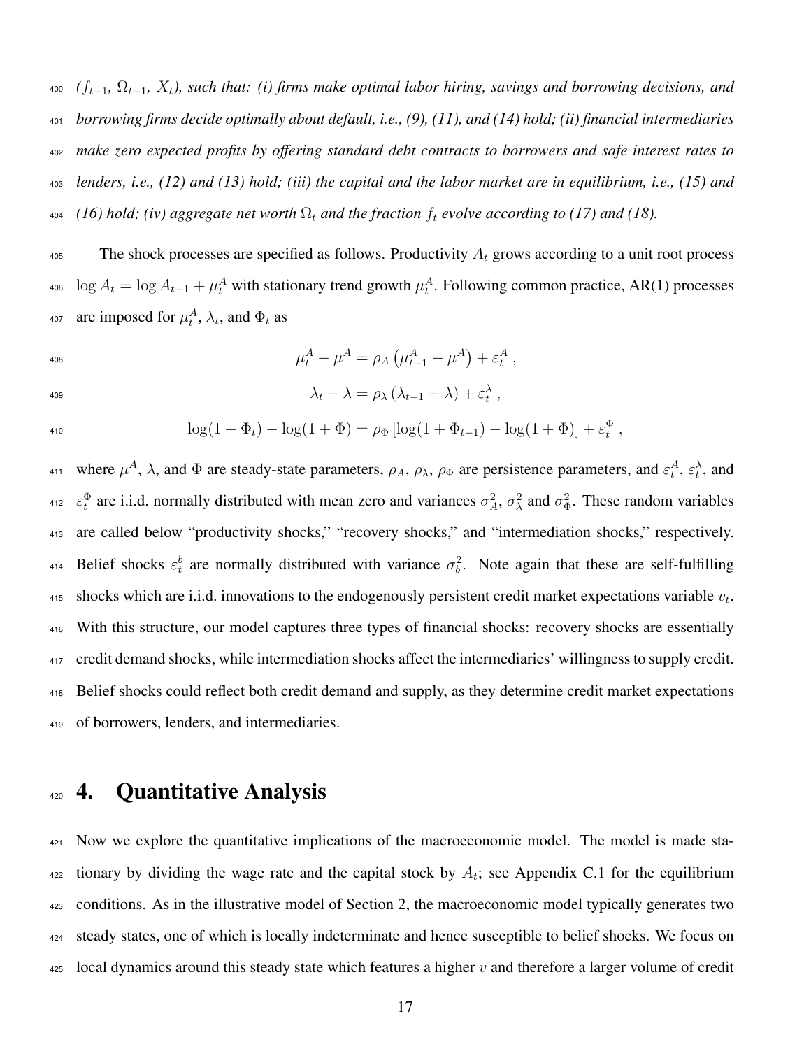*($f_{t-1}$, $\Omega_{t-1}$, $X_t$), such that: (i) firms make optimal labor hiring, savings and borrowing decisions, and borrowing firms decide optimally about default, i.e., (9), (11), and (14) hold; (ii) financial intermediaries make zero expected profits by offering standard debt contracts to borrowers and safe interest rates to lenders, i.e., (12) and (13) hold; (iii) the capital and the labor market are in equilibrium, i.e., (15) and (16) hold; (iv) aggregate net worth $\Omega_t$ and the fraction $f_t$ evolve according to (17) and (18).*

The shock processes are specified as follows. Productivity $A_t$ grows according to a unit root process $\log A_t = \log A_{t-1} + \mu_t^A$ with stationary trend growth $\mu_t^A$. Following common practice, AR(1) processes are imposed for $\mu_t^A$, $\lambda_t$, and $\Phi_t$ as

$$\mu_t^A - \mu^A = \rho_A \left(\mu_{t-1}^A - \mu^A\right) + \varepsilon_t^A \,,$$

$$\lambda_t - \lambda = \rho_\lambda \left(\lambda_{t-1} - \lambda\right) + \varepsilon_t^\lambda \,,$$

$$\log(1+\Phi_t) - \log(1+\Phi) = \rho_\Phi \left[\log(1+\Phi_{t-1}) - \log(1+\Phi)\right] + \varepsilon_t^\Phi \,,$$

where $\mu^A$, $\lambda$, and $\Phi$ are steady-state parameters, $\rho_A$, $\rho_\lambda$, $\rho_\Phi$ are persistence parameters, and $\varepsilon_t^A$, $\varepsilon_t^\lambda$, and $\varepsilon_t^\Phi$ are i.i.d. normally distributed with mean zero and variances $\sigma_A^2$, $\sigma_\lambda^2$ and $\sigma_\Phi^2$. These random variables are called below "productivity shocks," "recovery shocks," and "intermediation shocks," respectively. Belief shocks $\varepsilon_t^b$ are normally distributed with variance $\sigma_b^2$. Note again that these are self-fulfilling shocks which are i.i.d. innovations to the endogenously persistent credit market expectations variable $v_t$. With this structure, our model captures three types of financial shocks: recovery shocks are essentially credit demand shocks, while intermediation shocks affect the intermediaries' willingness to supply credit. Belief shocks could reflect both credit demand and supply, as they determine credit market expectations of borrowers, lenders, and intermediaries.

# 4. Quantitative Analysis

Now we explore the quantitative implications of the macroeconomic model. The model is made stationary by dividing the wage rate and the capital stock by $A_t$; see Appendix C.1 for the equilibrium conditions. As in the illustrative model of Section 2, the macroeconomic model typically generates two steady states, one of which is locally indeterminate and hence susceptible to belief shocks. We focus on local dynamics around this steady state which features a higher $v$ and therefore a larger volume of credit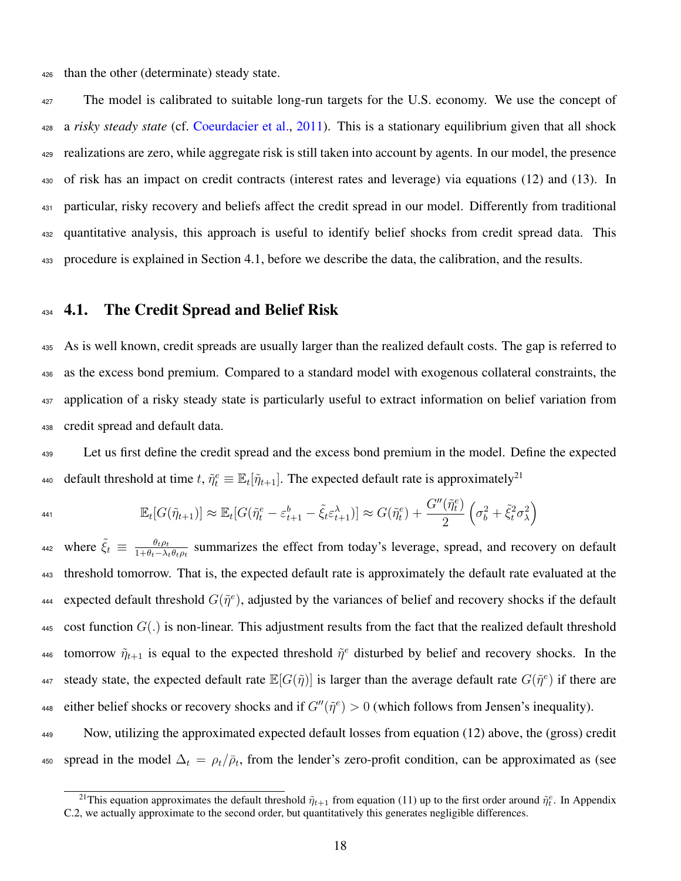than the other (determinate) steady state.

The model is calibrated to suitable long-run targets for the U.S. economy. We use the concept of a *risky steady state* (cf. Coeurdacier et al., 2011). This is a stationary equilibrium given that all shock realizations are zero, while aggregate risk is still taken into account by agents. In our model, the presence of risk has an impact on credit contracts (interest rates and leverage) via equations (12) and (13). In particular, risky recovery and beliefs affect the credit spread in our model. Differently from traditional quantitative analysis, this approach is useful to identify belief shocks from credit spread data. This procedure is explained in Section 4.1, before we describe the data, the calibration, and the results.

## 4.1. The Credit Spread and Belief Risk

As is well known, credit spreads are usually larger than the realized default costs. The gap is referred to as the excess bond premium. Compared to a standard model with exogenous collateral constraints, the application of a risky steady state is particularly useful to extract information on belief variation from credit spread and default data.

Let us first define the credit spread and the excess bond premium in the model. Define the expected default threshold at time $t$, $\tilde{\eta}_t^e \equiv \mathbb{E}_t[\tilde{\eta}_{t+1}]$. The expected default rate is approximately[21]

$$\mathbb{E}_t[G(\tilde{\eta}_{t+1})] \approx \mathbb{E}_t[G(\tilde{\eta}_t^e - \varepsilon_{t+1}^b - \tilde{\xi}_t \varepsilon_{t+1}^\lambda)] \approx G(\tilde{\eta}_t^e) + \frac{G''(\tilde{\eta}_t^e)}{2}\left(\sigma_b^2 + \tilde{\xi}_t^2 \sigma_\lambda^2\right)$$

where $\tilde{\xi}_t \equiv \frac{\theta_t \rho_t}{1+\theta_t - \lambda_t \theta_t \rho_t}$ summarizes the effect from today's leverage, spread, and recovery on default threshold tomorrow. That is, the expected default rate is approximately the default rate evaluated at the expected default threshold $G(\tilde{\eta}^e)$, adjusted by the variances of belief and recovery shocks if the default cost function $G(.)$ is non-linear. This adjustment results from the fact that the realized default threshold tomorrow $\tilde{\eta}_{t+1}$ is equal to the expected threshold $\tilde{\eta}^e$ disturbed by belief and recovery shocks. In the steady state, the expected default rate $\mathbb{E}[G(\tilde{\eta})]$ is larger than the average default rate $G(\tilde{\eta}^e)$ if there are either belief shocks or recovery shocks and if $G''(\tilde{\eta}^e) > 0$ (which follows from Jensen's inequality).

Now, utilizing the approximated expected default losses from equation (12) above, the (gross) credit spread in the model $\Delta_t = \rho_t/\bar{\rho}_t$, from the lender's zero-profit condition, can be approximated as (see

[21] This equation approximates the default threshold $\tilde{\eta}_{t+1}$ from equation (11) up to the first order around $\tilde{\eta}_t^e$. In Appendix C.2, we actually approximate to the second order, but quantitatively this generates negligible differences.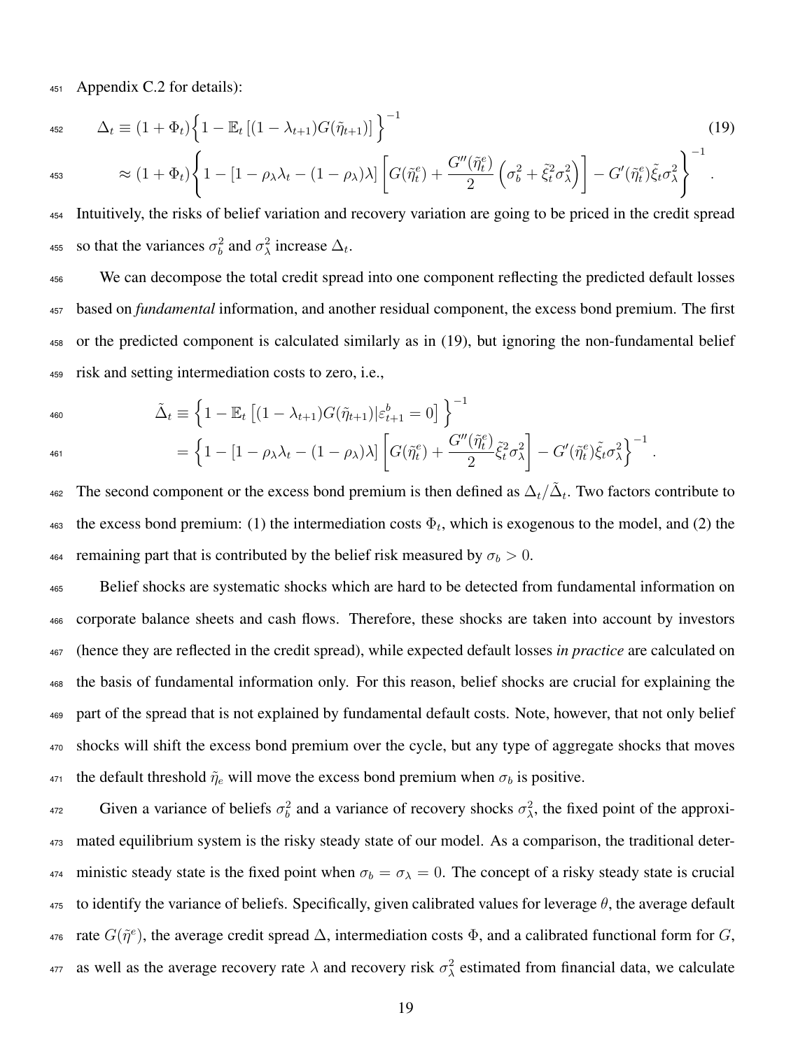Appendix C.2 for details):

$$
\begin{aligned}
\Delta_t &\equiv (1+\Phi_t)\Big\{1-\mathbb{E}_t\left[(1-\lambda_{t+1})G(\tilde{\eta}_{t+1})\right]\Big\}^{-1} \qquad (19)\\
&\approx (1+\Phi_t)\left\{1-\left[1-\rho_\lambda\lambda_t-(1-\rho_\lambda)\lambda\right]\left[G(\tilde{\eta}_t^e)+\frac{G''(\tilde{\eta}_t^e)}{2}\left(\sigma_b^2+\tilde{\xi}_t^2\sigma_\lambda^2\right)\right]-G'(\tilde{\eta}_t^e)\tilde{\xi}_t\sigma_\lambda^2\right\}^{-1}.
\end{aligned}
$$

Intuitively, the risks of belief variation and recovery variation are going to be priced in the credit spread so that the variances $\sigma_b^2$ and $\sigma_\lambda^2$ increase $\Delta_t$.

We can decompose the total credit spread into one component reflecting the predicted default losses based on *fundamental* information, and another residual component, the excess bond premium. The first or the predicted component is calculated similarly as in (19), but ignoring the non-fundamental belief risk and setting intermediation costs to zero, i.e.,

$$
\begin{aligned}
\tilde{\Delta}_t &\equiv \Big\{1-\mathbb{E}_t\left[(1-\lambda_{t+1})G(\tilde{\eta}_{t+1})|\varepsilon_{t+1}^b=0\right]\Big\}^{-1}\\
&= \Big\{1-\left[1-\rho_\lambda\lambda_t-(1-\rho_\lambda)\lambda\right]\left[G(\tilde{\eta}_t^e)+\frac{G''(\tilde{\eta}_t^e)}{2}\tilde{\xi}_t^2\sigma_\lambda^2\right]-G'(\tilde{\eta}_t^e)\tilde{\xi}_t\sigma_\lambda^2\Big\}^{-1}.
\end{aligned}
$$

The second component or the excess bond premium is then defined as $\Delta_t/\tilde{\Delta}_t$. Two factors contribute to the excess bond premium: (1) the intermediation costs $\Phi_t$, which is exogenous to the model, and (2) the remaining part that is contributed by the belief risk measured by $\sigma_b > 0$.

Belief shocks are systematic shocks which are hard to be detected from fundamental information on corporate balance sheets and cash flows. Therefore, these shocks are taken into account by investors (hence they are reflected in the credit spread), while expected default losses *in practice* are calculated on the basis of fundamental information only. For this reason, belief shocks are crucial for explaining the part of the spread that is not explained by fundamental default costs. Note, however, that not only belief shocks will shift the excess bond premium over the cycle, but any type of aggregate shocks that moves the default threshold $\tilde{\eta}_e$ will move the excess bond premium when $\sigma_b$ is positive.

Given a variance of beliefs $\sigma_b^2$ and a variance of recovery shocks $\sigma_\lambda^2$, the fixed point of the approximated equilibrium system is the risky steady state of our model. As a comparison, the traditional deterministic steady state is the fixed point when $\sigma_b = \sigma_\lambda = 0$. The concept of a risky steady state is crucial to identify the variance of beliefs. Specifically, given calibrated values for leverage $\theta$, the average default rate $G(\tilde{\eta}^e)$, the average credit spread $\Delta$, intermediation costs $\Phi$, and a calibrated functional form for $G$, as well as the average recovery rate $\lambda$ and recovery risk $\sigma_\lambda^2$ estimated from financial data, we calculate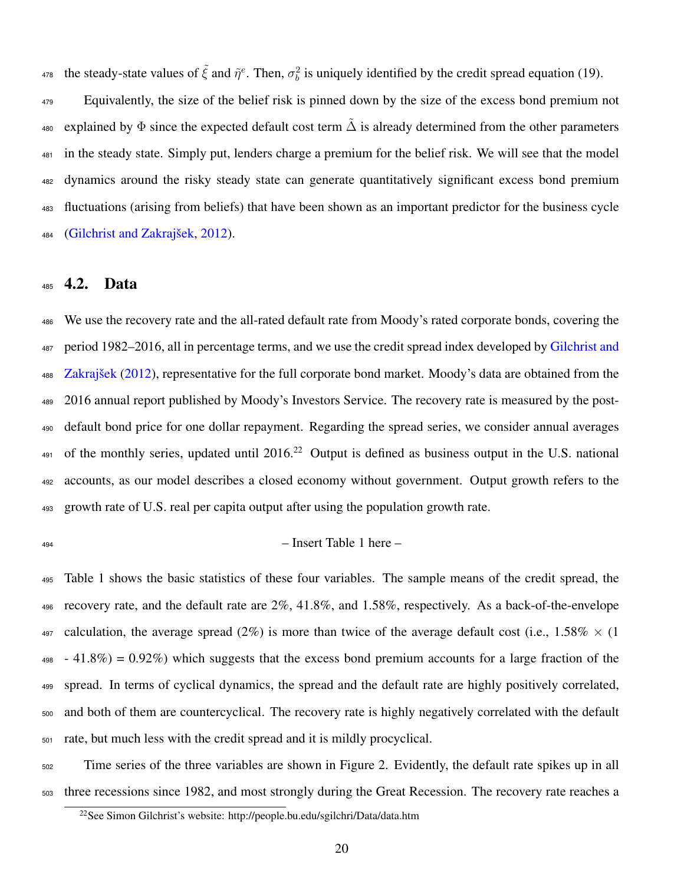the steady-state values of $\tilde{\xi}$ and $\tilde{\eta}^e$. Then, $\sigma_b^2$ is uniquely identified by the credit spread equation (19).

Equivalently, the size of the belief risk is pinned down by the size of the excess bond premium not explained by $\Phi$ since the expected default cost term $\tilde{\Delta}$ is already determined from the other parameters in the steady state. Simply put, lenders charge a premium for the belief risk. We will see that the model dynamics around the risky steady state can generate quantitatively significant excess bond premium fluctuations (arising from beliefs) that have been shown as an important predictor for the business cycle (Gilchrist and Zakrajšek, 2012).

## 4.2. Data

We use the recovery rate and the all-rated default rate from Moody's rated corporate bonds, covering the period 1982–2016, all in percentage terms, and we use the credit spread index developed by Gilchrist and Zakrajšek (2012), representative for the full corporate bond market. Moody's data are obtained from the 2016 annual report published by Moody's Investors Service. The recovery rate is measured by the post-default bond price for one dollar repayment. Regarding the spread series, we consider annual averages of the monthly series, updated until 2016.[22] Output is defined as business output in the U.S. national accounts, as our model describes a closed economy without government. Output growth refers to the growth rate of U.S. real per capita output after using the population growth rate.

– Insert Table 1 here –

Table 1 shows the basic statistics of these four variables. The sample means of the credit spread, the recovery rate, and the default rate are 2%, 41.8%, and 1.58%, respectively. As a back-of-the-envelope calculation, the average spread (2%) is more than twice of the average default cost (i.e., 1.58% $\times$ (1 - 41.8%) = 0.92%) which suggests that the excess bond premium accounts for a large fraction of the spread. In terms of cyclical dynamics, the spread and the default rate are highly positively correlated, and both of them are countercyclical. The recovery rate is highly negatively correlated with the default rate, but much less with the credit spread and it is mildly procyclical.

Time series of the three variables are shown in Figure 2. Evidently, the default rate spikes up in all three recessions since 1982, and most strongly during the Great Recession. The recovery rate reaches a

[22] See Simon Gilchrist's website: http://people.bu.edu/sgilchri/Data/data.htm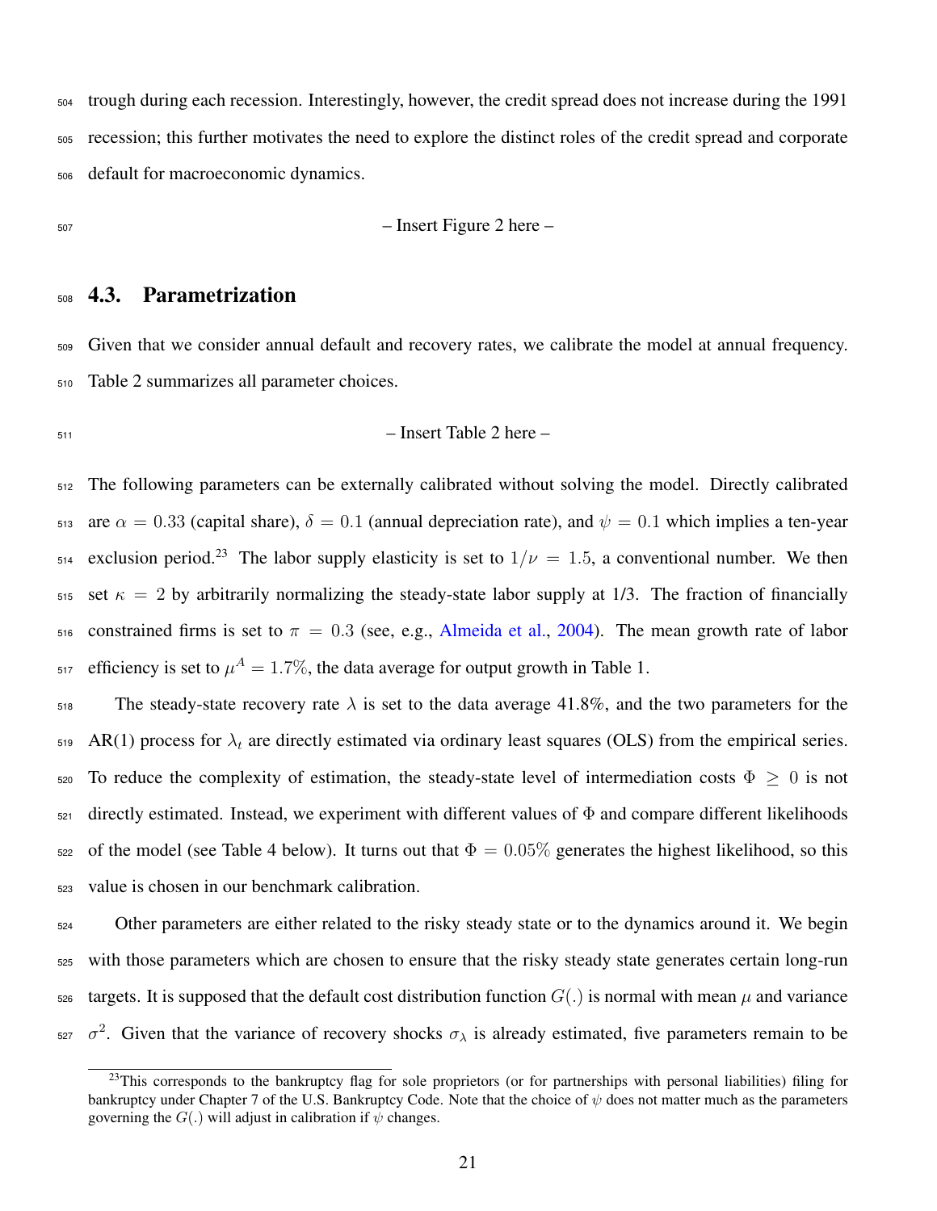trough during each recession. Interestingly, however, the credit spread does not increase during the 1991 recession; this further motivates the need to explore the distinct roles of the credit spread and corporate default for macroeconomic dynamics.

– Insert Figure 2 here –

## 4.3. Parametrization

Given that we consider annual default and recovery rates, we calibrate the model at annual frequency. Table 2 summarizes all parameter choices.

– Insert Table 2 here –

The following parameters can be externally calibrated without solving the model. Directly calibrated are $\alpha = 0.33$ (capital share), $\delta = 0.1$ (annual depreciation rate), and $\psi = 0.1$ which implies a ten-year exclusion period.[23] The labor supply elasticity is set to $1/\nu = 1.5$, a conventional number. We then set $\kappa = 2$ by arbitrarily normalizing the steady-state labor supply at 1/3. The fraction of financially constrained firms is set to $\pi = 0.3$ (see, e.g., Almeida et al., 2004). The mean growth rate of labor efficiency is set to $\mu^A = 1.7\%$, the data average for output growth in Table 1.

The steady-state recovery rate $\lambda$ is set to the data average 41.8%, and the two parameters for the AR(1) process for $\lambda_t$ are directly estimated via ordinary least squares (OLS) from the empirical series. To reduce the complexity of estimation, the steady-state level of intermediation costs $\Phi \geq 0$ is not directly estimated. Instead, we experiment with different values of $\Phi$ and compare different likelihoods of the model (see Table 4 below). It turns out that $\Phi = 0.05\%$ generates the highest likelihood, so this value is chosen in our benchmark calibration.

Other parameters are either related to the risky steady state or to the dynamics around it. We begin with those parameters which are chosen to ensure that the risky steady state generates certain long-run targets. It is supposed that the default cost distribution function $G(.)$ is normal with mean $\mu$ and variance $\sigma^2$. Given that the variance of recovery shocks $\sigma_\lambda$ is already estimated, five parameters remain to be

[23] This corresponds to the bankruptcy flag for sole proprietors (or for partnerships with personal liabilities) filing for bankruptcy under Chapter 7 of the U.S. Bankruptcy Code. Note that the choice of $\psi$ does not matter much as the parameters governing the $G(.)$ will adjust in calibration if $\psi$ changes.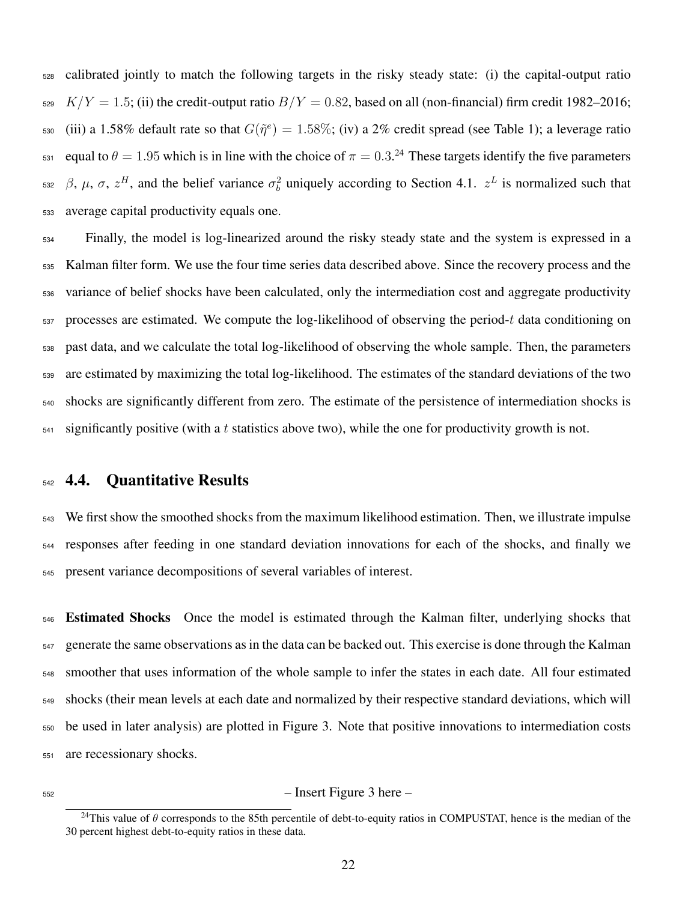calibrated jointly to match the following targets in the risky steady state: (i) the capital-output ratio $K/Y = 1.5$; (ii) the credit-output ratio $B/Y = 0.82$, based on all (non-financial) firm credit 1982–2016; (iii) a 1.58% default rate so that $G(\tilde{\eta}^e) = 1.58\%$; (iv) a 2% credit spread (see Table 1); a leverage ratio equal to $\theta = 1.95$ which is in line with the choice of $\pi = 0.3$.[24] These targets identify the five parameters $\beta$, $\mu$, $\sigma$, $z^H$, and the belief variance $\sigma_b^2$ uniquely according to Section 4.1. $z^L$ is normalized such that average capital productivity equals one.

Finally, the model is log-linearized around the risky steady state and the system is expressed in a Kalman filter form. We use the four time series data described above. Since the recovery process and the variance of belief shocks have been calculated, only the intermediation cost and aggregate productivity processes are estimated. We compute the log-likelihood of observing the period-$t$ data conditioning on past data, and we calculate the total log-likelihood of observing the whole sample. Then, the parameters are estimated by maximizing the total log-likelihood. The estimates of the standard deviations of the two shocks are significantly different from zero. The estimate of the persistence of intermediation shocks is significantly positive (with a $t$ statistics above two), while the one for productivity growth is not.

## 4.4. Quantitative Results

We first show the smoothed shocks from the maximum likelihood estimation. Then, we illustrate impulse responses after feeding in one standard deviation innovations for each of the shocks, and finally we present variance decompositions of several variables of interest.

**Estimated Shocks** Once the model is estimated through the Kalman filter, underlying shocks that generate the same observations as in the data can be backed out. This exercise is done through the Kalman smoother that uses information of the whole sample to infer the states in each date. All four estimated shocks (their mean levels at each date and normalized by their respective standard deviations, which will be used in later analysis) are plotted in Figure 3. Note that positive innovations to intermediation costs are recessionary shocks.

– Insert Figure 3 here –

[24] This value of $\theta$ corresponds to the 85th percentile of debt-to-equity ratios in COMPUSTAT, hence is the median of the 30 percent highest debt-to-equity ratios in these data.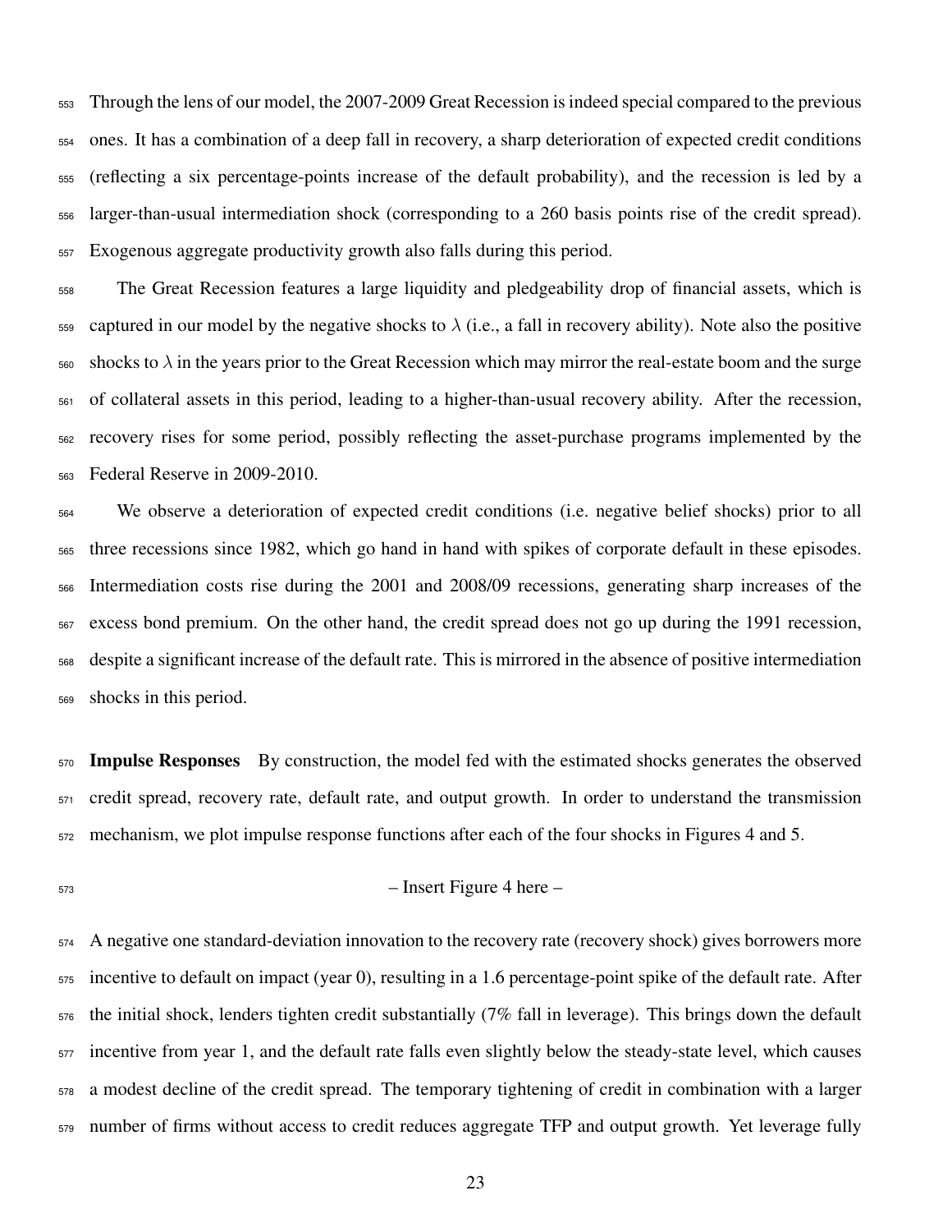Through the lens of our model, the 2007-2009 Great Recession is indeed special compared to the previous ones. It has a combination of a deep fall in recovery, a sharp deterioration of expected credit conditions (reflecting a six percentage-points increase of the default probability), and the recession is led by a larger-than-usual intermediation shock (corresponding to a 260 basis points rise of the credit spread). Exogenous aggregate productivity growth also falls during this period.

The Great Recession features a large liquidity and pledgeability drop of financial assets, which is captured in our model by the negative shocks to $\lambda$ (i.e., a fall in recovery ability). Note also the positive shocks to $\lambda$ in the years prior to the Great Recession which may mirror the real-estate boom and the surge of collateral assets in this period, leading to a higher-than-usual recovery ability. After the recession, recovery rises for some period, possibly reflecting the asset-purchase programs implemented by the Federal Reserve in 2009-2010.

We observe a deterioration of expected credit conditions (i.e. negative belief shocks) prior to all three recessions since 1982, which go hand in hand with spikes of corporate default in these episodes. Intermediation costs rise during the 2001 and 2008/09 recessions, generating sharp increases of the excess bond premium. On the other hand, the credit spread does not go up during the 1991 recession, despite a significant increase of the default rate. This is mirrored in the absence of positive intermediation shocks in this period.

**Impulse Responses** By construction, the model fed with the estimated shocks generates the observed credit spread, recovery rate, default rate, and output growth. In order to understand the transmission mechanism, we plot impulse response functions after each of the four shocks in Figures 4 and 5.

– Insert Figure 4 here –

A negative one standard-deviation innovation to the recovery rate (recovery shock) gives borrowers more incentive to default on impact (year 0), resulting in a 1.6 percentage-point spike of the default rate. After the initial shock, lenders tighten credit substantially (7% fall in leverage). This brings down the default incentive from year 1, and the default rate falls even slightly below the steady-state level, which causes a modest decline of the credit spread. The temporary tightening of credit in combination with a larger number of firms without access to credit reduces aggregate TFP and output growth. Yet leverage fully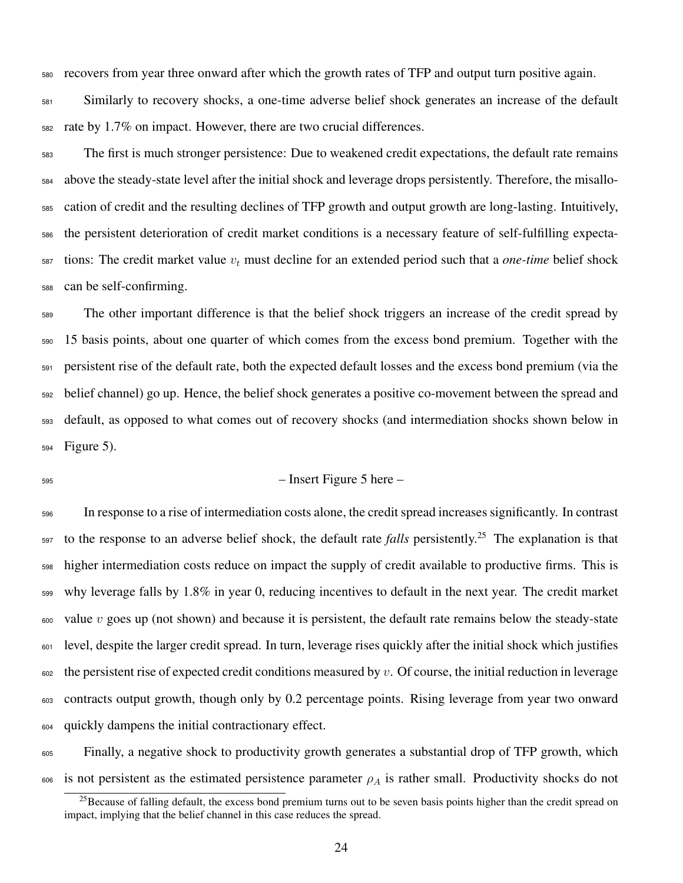recovers from year three onward after which the growth rates of TFP and output turn positive again.

Similarly to recovery shocks, a one-time adverse belief shock generates an increase of the default rate by 1.7% on impact. However, there are two crucial differences.

The first is much stronger persistence: Due to weakened credit expectations, the default rate remains above the steady-state level after the initial shock and leverage drops persistently. Therefore, the misallocation of credit and the resulting declines of TFP growth and output growth are long-lasting. Intuitively, the persistent deterioration of credit market conditions is a necessary feature of self-fulfilling expectations: The credit market value $v_t$ must decline for an extended period such that a *one-time* belief shock can be self-confirming.

The other important difference is that the belief shock triggers an increase of the credit spread by 15 basis points, about one quarter of which comes from the excess bond premium. Together with the persistent rise of the default rate, both the expected default losses and the excess bond premium (via the belief channel) go up. Hence, the belief shock generates a positive co-movement between the spread and default, as opposed to what comes out of recovery shocks (and intermediation shocks shown below in Figure 5).

– Insert Figure 5 here –

In response to a rise of intermediation costs alone, the credit spread increases significantly. In contrast to the response to an adverse belief shock, the default rate *falls* persistently.[25] The explanation is that higher intermediation costs reduce on impact the supply of credit available to productive firms. This is why leverage falls by 1.8% in year 0, reducing incentives to default in the next year. The credit market value $v$ goes up (not shown) and because it is persistent, the default rate remains below the steady-state level, despite the larger credit spread. In turn, leverage rises quickly after the initial shock which justifies the persistent rise of expected credit conditions measured by $v$. Of course, the initial reduction in leverage contracts output growth, though only by 0.2 percentage points. Rising leverage from year two onward quickly dampens the initial contractionary effect.

Finally, a negative shock to productivity growth generates a substantial drop of TFP growth, which is not persistent as the estimated persistence parameter $\rho_A$ is rather small. Productivity shocks do not

[25] Because of falling default, the excess bond premium turns out to be seven basis points higher than the credit spread on impact, implying that the belief channel in this case reduces the spread.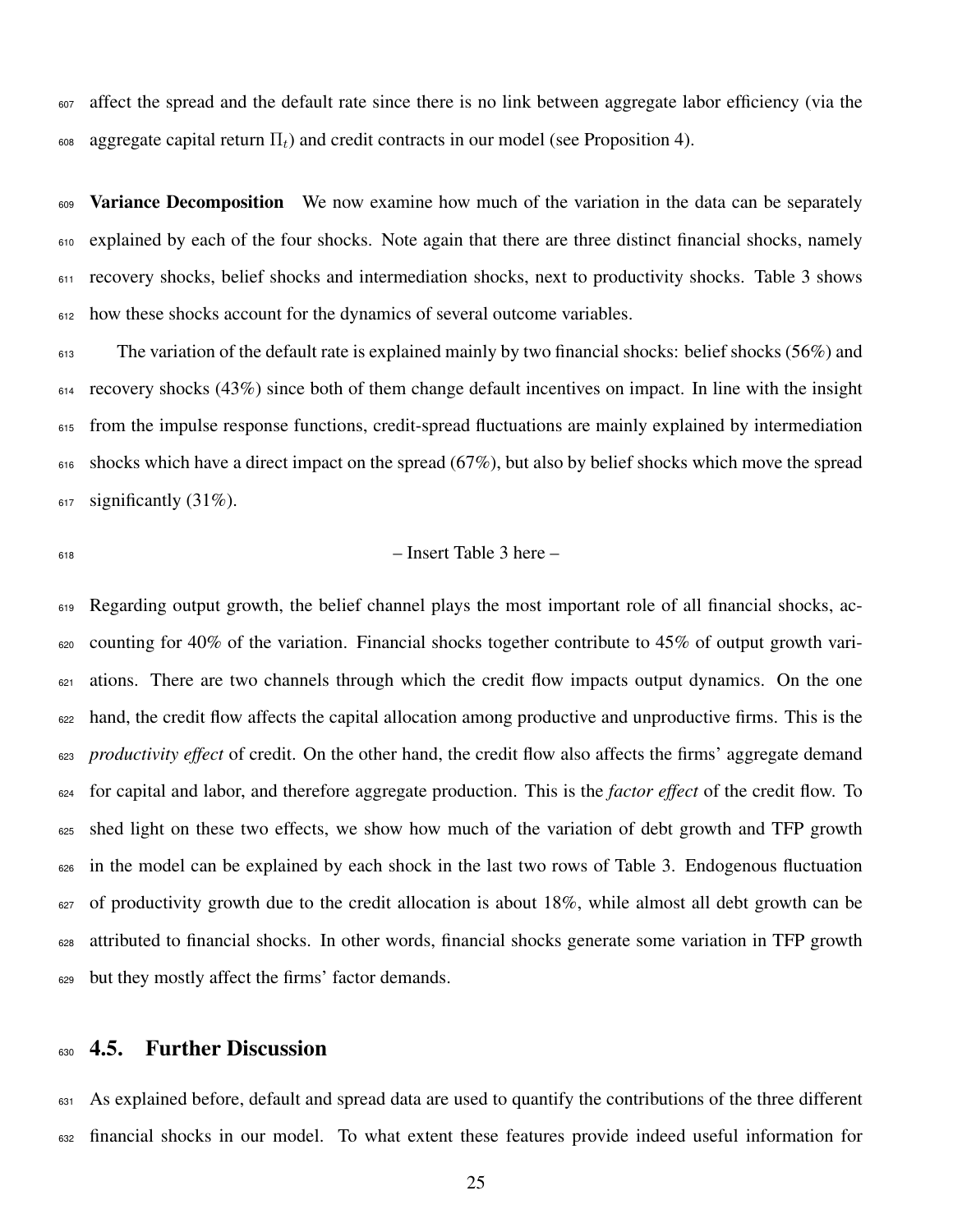affect the spread and the default rate since there is no link between aggregate labor efficiency (via the aggregate capital return $\Pi_t$) and credit contracts in our model (see Proposition 4).

**Variance Decomposition** We now examine how much of the variation in the data can be separately explained by each of the four shocks. Note again that there are three distinct financial shocks, namely recovery shocks, belief shocks and intermediation shocks, next to productivity shocks. Table 3 shows how these shocks account for the dynamics of several outcome variables.

The variation of the default rate is explained mainly by two financial shocks: belief shocks (56%) and recovery shocks (43%) since both of them change default incentives on impact. In line with the insight from the impulse response functions, credit-spread fluctuations are mainly explained by intermediation shocks which have a direct impact on the spread (67%), but also by belief shocks which move the spread significantly (31%).

– Insert Table 3 here –

Regarding output growth, the belief channel plays the most important role of all financial shocks, accounting for 40% of the variation. Financial shocks together contribute to 45% of output growth variations. There are two channels through which the credit flow impacts output dynamics. On the one hand, the credit flow affects the capital allocation among productive and unproductive firms. This is the *productivity effect* of credit. On the other hand, the credit flow also affects the firms' aggregate demand for capital and labor, and therefore aggregate production. This is the *factor effect* of the credit flow. To shed light on these two effects, we show how much of the variation of debt growth and TFP growth in the model can be explained by each shock in the last two rows of Table 3. Endogenous fluctuation of productivity growth due to the credit allocation is about 18%, while almost all debt growth can be attributed to financial shocks. In other words, financial shocks generate some variation in TFP growth but they mostly affect the firms' factor demands.

## 4.5. Further Discussion

As explained before, default and spread data are used to quantify the contributions of the three different financial shocks in our model. To what extent these features provide indeed useful information for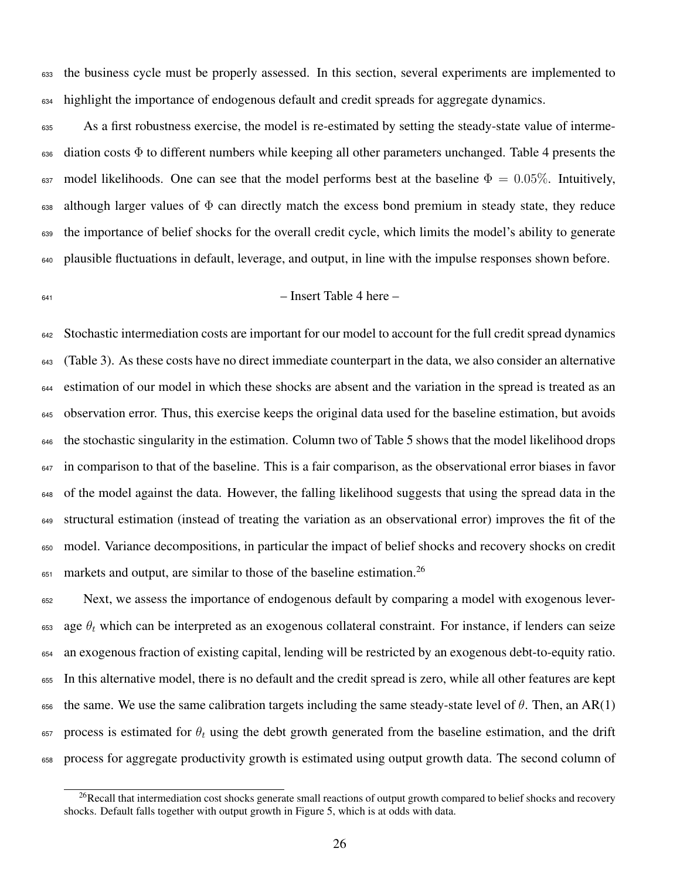the business cycle must be properly assessed. In this section, several experiments are implemented to highlight the importance of endogenous default and credit spreads for aggregate dynamics.

As a first robustness exercise, the model is re-estimated by setting the steady-state value of intermediation costs $\Phi$ to different numbers while keeping all other parameters unchanged. Table 4 presents the model likelihoods. One can see that the model performs best at the baseline $\Phi = 0.05\%$. Intuitively, although larger values of $\Phi$ can directly match the excess bond premium in steady state, they reduce the importance of belief shocks for the overall credit cycle, which limits the model's ability to generate plausible fluctuations in default, leverage, and output, in line with the impulse responses shown before.

– Insert Table 4 here –

Stochastic intermediation costs are important for our model to account for the full credit spread dynamics (Table 3). As these costs have no direct immediate counterpart in the data, we also consider an alternative estimation of our model in which these shocks are absent and the variation in the spread is treated as an observation error. Thus, this exercise keeps the original data used for the baseline estimation, but avoids the stochastic singularity in the estimation. Column two of Table 5 shows that the model likelihood drops in comparison to that of the baseline. This is a fair comparison, as the observational error biases in favor of the model against the data. However, the falling likelihood suggests that using the spread data in the structural estimation (instead of treating the variation as an observational error) improves the fit of the model. Variance decompositions, in particular the impact of belief shocks and recovery shocks on credit markets and output, are similar to those of the baseline estimation.[26]

Next, we assess the importance of endogenous default by comparing a model with exogenous leverage $\theta_t$ which can be interpreted as an exogenous collateral constraint. For instance, if lenders can seize an exogenous fraction of existing capital, lending will be restricted by an exogenous debt-to-equity ratio. In this alternative model, there is no default and the credit spread is zero, while all other features are kept the same. We use the same calibration targets including the same steady-state level of $\theta$. Then, an AR(1) process is estimated for $\theta_t$ using the debt growth generated from the baseline estimation, and the drift process for aggregate productivity growth is estimated using output growth data. The second column of

[26] Recall that intermediation cost shocks generate small reactions of output growth compared to belief shocks and recovery shocks. Default falls together with output growth in Figure 5, which is at odds with data.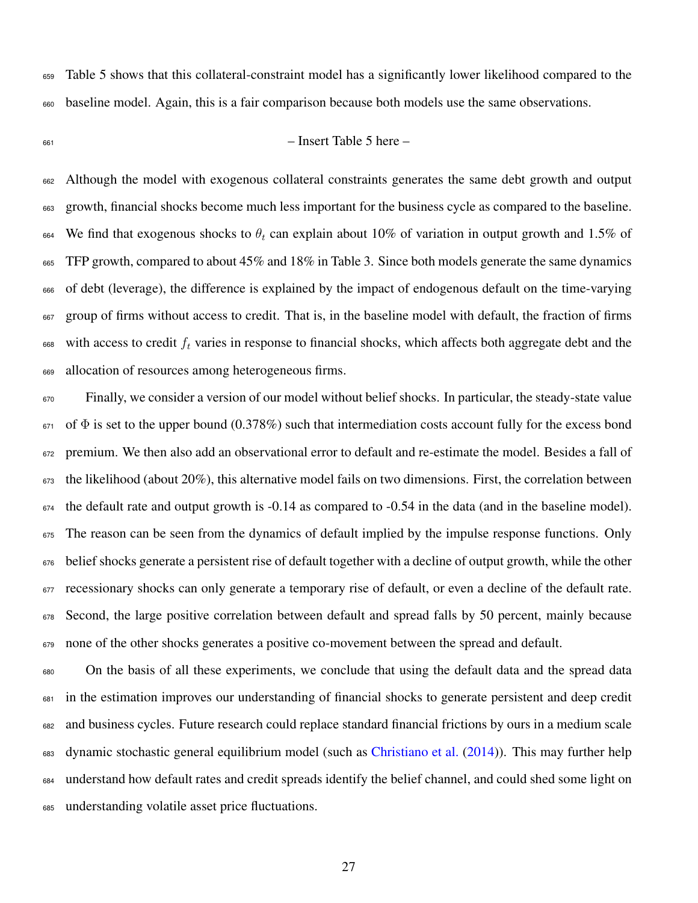Table 5 shows that this collateral-constraint model has a significantly lower likelihood compared to the baseline model. Again, this is a fair comparison because both models use the same observations.

– Insert Table 5 here –

Although the model with exogenous collateral constraints generates the same debt growth and output growth, financial shocks become much less important for the business cycle as compared to the baseline. We find that exogenous shocks to $\theta_t$ can explain about 10% of variation in output growth and 1.5% of TFP growth, compared to about 45% and 18% in Table 3. Since both models generate the same dynamics of debt (leverage), the difference is explained by the impact of endogenous default on the time-varying group of firms without access to credit. That is, in the baseline model with default, the fraction of firms with access to credit $f_t$ varies in response to financial shocks, which affects both aggregate debt and the allocation of resources among heterogeneous firms.

Finally, we consider a version of our model without belief shocks. In particular, the steady-state value of $\Phi$ is set to the upper bound (0.378%) such that intermediation costs account fully for the excess bond premium. We then also add an observational error to default and re-estimate the model. Besides a fall of the likelihood (about 20%), this alternative model fails on two dimensions. First, the correlation between the default rate and output growth is -0.14 as compared to -0.54 in the data (and in the baseline model). The reason can be seen from the dynamics of default implied by the impulse response functions. Only belief shocks generate a persistent rise of default together with a decline of output growth, while the other recessionary shocks can only generate a temporary rise of default, or even a decline of the default rate. Second, the large positive correlation between default and spread falls by 50 percent, mainly because none of the other shocks generates a positive co-movement between the spread and default.

On the basis of all these experiments, we conclude that using the default data and the spread data in the estimation improves our understanding of financial shocks to generate persistent and deep credit and business cycles. Future research could replace standard financial frictions by ours in a medium scale dynamic stochastic general equilibrium model (such as Christiano et al. (2014)). This may further help understand how default rates and credit spreads identify the belief channel, and could shed some light on understanding volatile asset price fluctuations.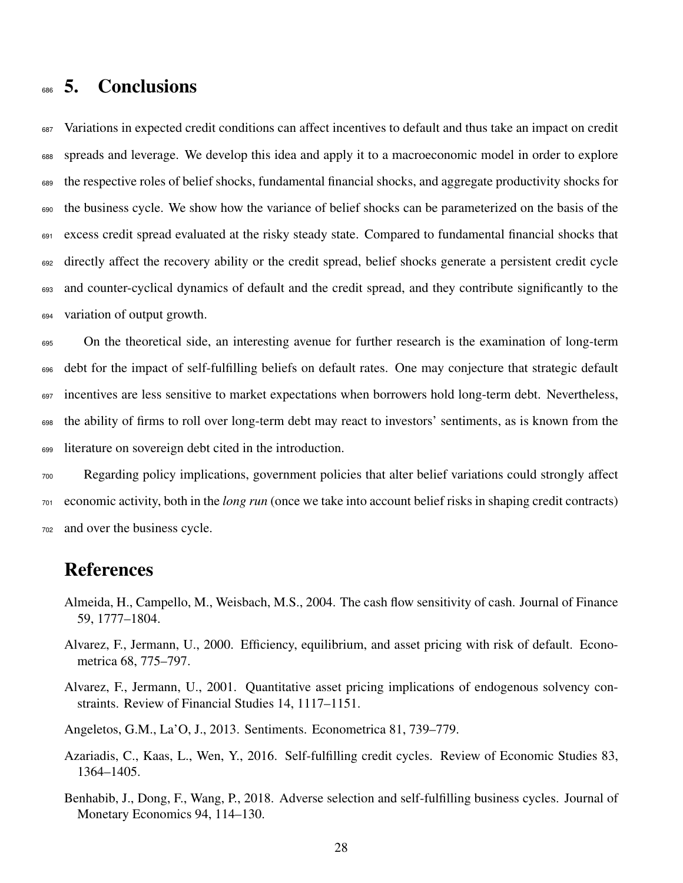# 5. Conclusions

Variations in expected credit conditions can affect incentives to default and thus take an impact on credit spreads and leverage. We develop this idea and apply it to a macroeconomic model in order to explore the respective roles of belief shocks, fundamental financial shocks, and aggregate productivity shocks for the business cycle. We show how the variance of belief shocks can be parameterized on the basis of the excess credit spread evaluated at the risky steady state. Compared to fundamental financial shocks that directly affect the recovery ability or the credit spread, belief shocks generate a persistent credit cycle and counter-cyclical dynamics of default and the credit spread, and they contribute significantly to the variation of output growth.

On the theoretical side, an interesting avenue for further research is the examination of long-term debt for the impact of self-fulfilling beliefs on default rates. One may conjecture that strategic default incentives are less sensitive to market expectations when borrowers hold long-term debt. Nevertheless, the ability of firms to roll over long-term debt may react to investors' sentiments, as is known from the literature on sovereign debt cited in the introduction.

Regarding policy implications, government policies that alter belief variations could strongly affect economic activity, both in the *long run* (once we take into account belief risks in shaping credit contracts) and over the business cycle.

# References

Almeida, H., Campello, M., Weisbach, M.S., 2004. The cash flow sensitivity of cash. Journal of Finance 59, 1777–1804.

Alvarez, F., Jermann, U., 2000. Efficiency, equilibrium, and asset pricing with risk of default. Econometrica 68, 775–797.

Alvarez, F., Jermann, U., 2001. Quantitative asset pricing implications of endogenous solvency constraints. Review of Financial Studies 14, 1117–1151.

Angeletos, G.M., La'O, J., 2013. Sentiments. Econometrica 81, 739–779.

Azariadis, C., Kaas, L., Wen, Y., 2016. Self-fulfilling credit cycles. Review of Economic Studies 83, 1364–1405.

Benhabib, J., Dong, F., Wang, P., 2018. Adverse selection and self-fulfilling business cycles. Journal of Monetary Economics 94, 114–130.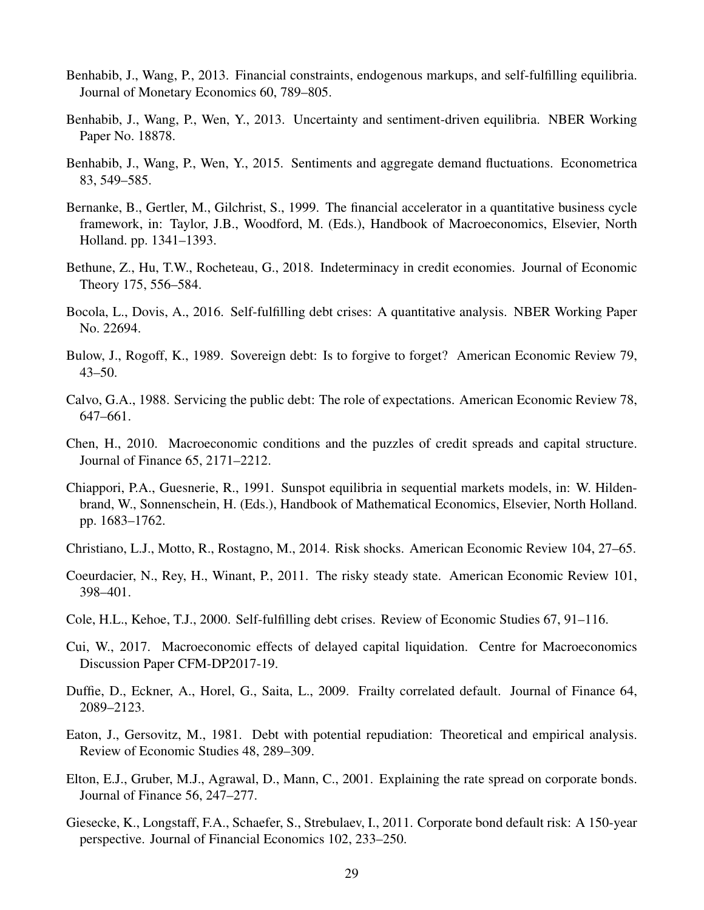Benhabib, J., Wang, P., 2013. Financial constraints, endogenous markups, and self-fulfilling equilibria. Journal of Monetary Economics 60, 789–805.

Benhabib, J., Wang, P., Wen, Y., 2013. Uncertainty and sentiment-driven equilibria. NBER Working Paper No. 18878.

Benhabib, J., Wang, P., Wen, Y., 2015. Sentiments and aggregate demand fluctuations. Econometrica 83, 549–585.

Bernanke, B., Gertler, M., Gilchrist, S., 1999. The financial accelerator in a quantitative business cycle framework, in: Taylor, J.B., Woodford, M. (Eds.), Handbook of Macroeconomics, Elsevier, North Holland. pp. 1341–1393.

Bethune, Z., Hu, T.W., Rocheteau, G., 2018. Indeterminacy in credit economies. Journal of Economic Theory 175, 556–584.

Bocola, L., Dovis, A., 2016. Self-fulfilling debt crises: A quantitative analysis. NBER Working Paper No. 22694.

Bulow, J., Rogoff, K., 1989. Sovereign debt: Is to forgive to forget? American Economic Review 79, 43–50.

Calvo, G.A., 1988. Servicing the public debt: The role of expectations. American Economic Review 78, 647–661.

Chen, H., 2010. Macroeconomic conditions and the puzzles of credit spreads and capital structure. Journal of Finance 65, 2171–2212.

Chiappori, P.A., Guesnerie, R., 1991. Sunspot equilibria in sequential markets models, in: W. Hildenbrand, W., Sonnenschein, H. (Eds.), Handbook of Mathematical Economics, Elsevier, North Holland. pp. 1683–1762.

Christiano, L.J., Motto, R., Rostagno, M., 2014. Risk shocks. American Economic Review 104, 27–65.

Coeurdacier, N., Rey, H., Winant, P., 2011. The risky steady state. American Economic Review 101, 398–401.

Cole, H.L., Kehoe, T.J., 2000. Self-fulfilling debt crises. Review of Economic Studies 67, 91–116.

Cui, W., 2017. Macroeconomic effects of delayed capital liquidation. Centre for Macroeconomics Discussion Paper CFM-DP2017-19.

Duffie, D., Eckner, A., Horel, G., Saita, L., 2009. Frailty correlated default. Journal of Finance 64, 2089–2123.

Eaton, J., Gersovitz, M., 1981. Debt with potential repudiation: Theoretical and empirical analysis. Review of Economic Studies 48, 289–309.

Elton, E.J., Gruber, M.J., Agrawal, D., Mann, C., 2001. Explaining the rate spread on corporate bonds. Journal of Finance 56, 247–277.

Giesecke, K., Longstaff, F.A., Schaefer, S., Strebulaev, I., 2011. Corporate bond default risk: A 150-year perspective. Journal of Financial Economics 102, 233–250.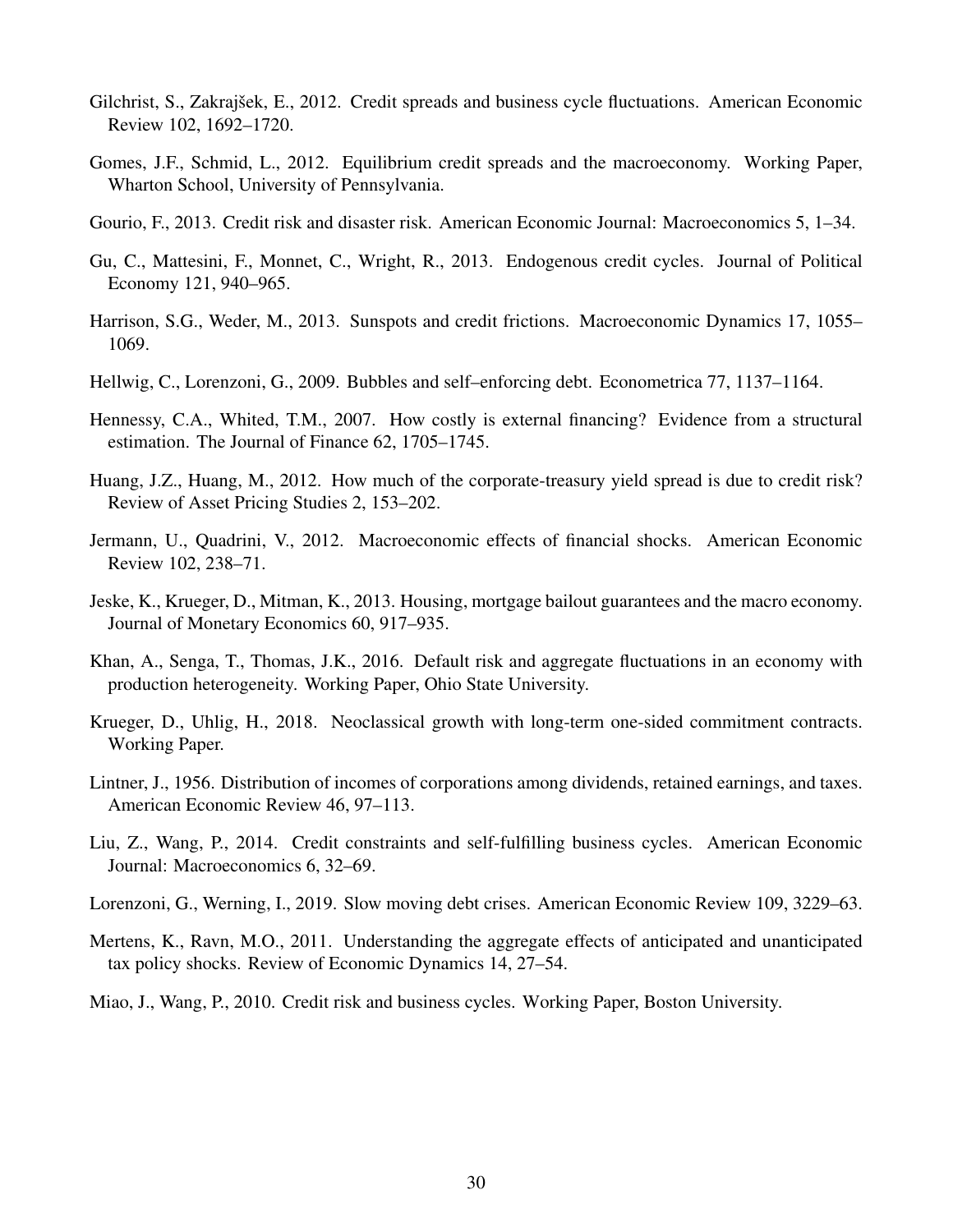Gilchrist, S., Zakrajšek, E., 2012. Credit spreads and business cycle fluctuations. American Economic Review 102, 1692–1720.

Gomes, J.F., Schmid, L., 2012. Equilibrium credit spreads and the macroeconomy. Working Paper, Wharton School, University of Pennsylvania.

Gourio, F., 2013. Credit risk and disaster risk. American Economic Journal: Macroeconomics 5, 1–34.

Gu, C., Mattesini, F., Monnet, C., Wright, R., 2013. Endogenous credit cycles. Journal of Political Economy 121, 940–965.

Harrison, S.G., Weder, M., 2013. Sunspots and credit frictions. Macroeconomic Dynamics 17, 1055–1069.

Hellwig, C., Lorenzoni, G., 2009. Bubbles and self–enforcing debt. Econometrica 77, 1137–1164.

Hennessy, C.A., Whited, T.M., 2007. How costly is external financing? Evidence from a structural estimation. The Journal of Finance 62, 1705–1745.

Huang, J.Z., Huang, M., 2012. How much of the corporate-treasury yield spread is due to credit risk? Review of Asset Pricing Studies 2, 153–202.

Jermann, U., Quadrini, V., 2012. Macroeconomic effects of financial shocks. American Economic Review 102, 238–71.

Jeske, K., Krueger, D., Mitman, K., 2013. Housing, mortgage bailout guarantees and the macro economy. Journal of Monetary Economics 60, 917–935.

Khan, A., Senga, T., Thomas, J.K., 2016. Default risk and aggregate fluctuations in an economy with production heterogeneity. Working Paper, Ohio State University.

Krueger, D., Uhlig, H., 2018. Neoclassical growth with long-term one-sided commitment contracts. Working Paper.

Lintner, J., 1956. Distribution of incomes of corporations among dividends, retained earnings, and taxes. American Economic Review 46, 97–113.

Liu, Z., Wang, P., 2014. Credit constraints and self-fulfilling business cycles. American Economic Journal: Macroeconomics 6, 32–69.

Lorenzoni, G., Werning, I., 2019. Slow moving debt crises. American Economic Review 109, 3229–63.

Mertens, K., Ravn, M.O., 2011. Understanding the aggregate effects of anticipated and unanticipated tax policy shocks. Review of Economic Dynamics 14, 27–54.

Miao, J., Wang, P., 2010. Credit risk and business cycles. Working Paper, Boston University.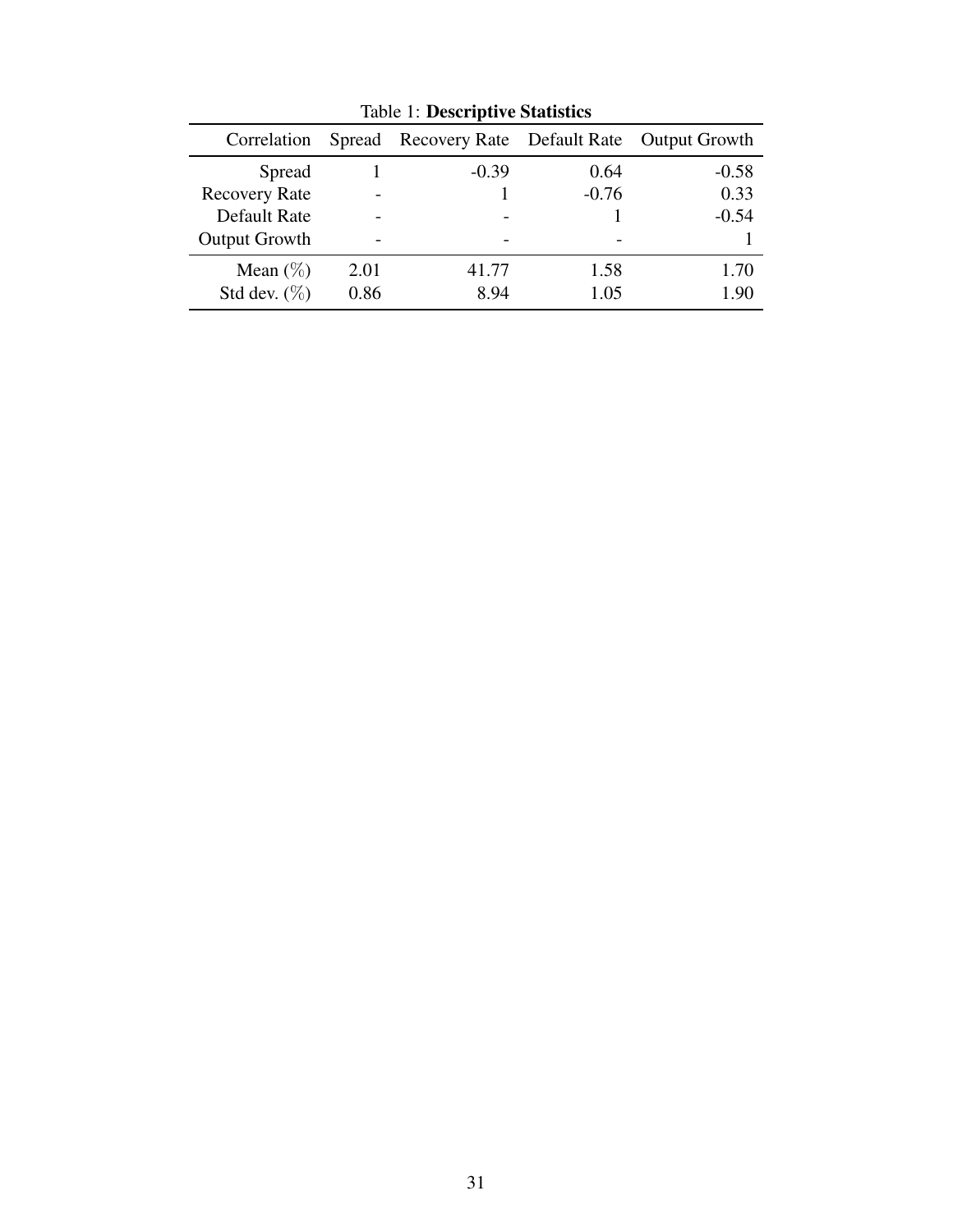Table 1: **Descriptive Statistics**

| Correlation | Spread | Recovery Rate | Default Rate | Output Growth |
|---|---|---|---|---|
| Spread | 1 | -0.39 | 0.64 | -0.58 |
| Recovery Rate | - | 1 | -0.76 | 0.33 |
| Default Rate | - | - | 1 | -0.54 |
| Output Growth | - | - | - | 1 |
| Mean (%) | 2.01 | 41.77 | 1.58 | 1.70 |
| Std dev. (%) | 0.86 | 8.94 | 1.05 | 1.90 |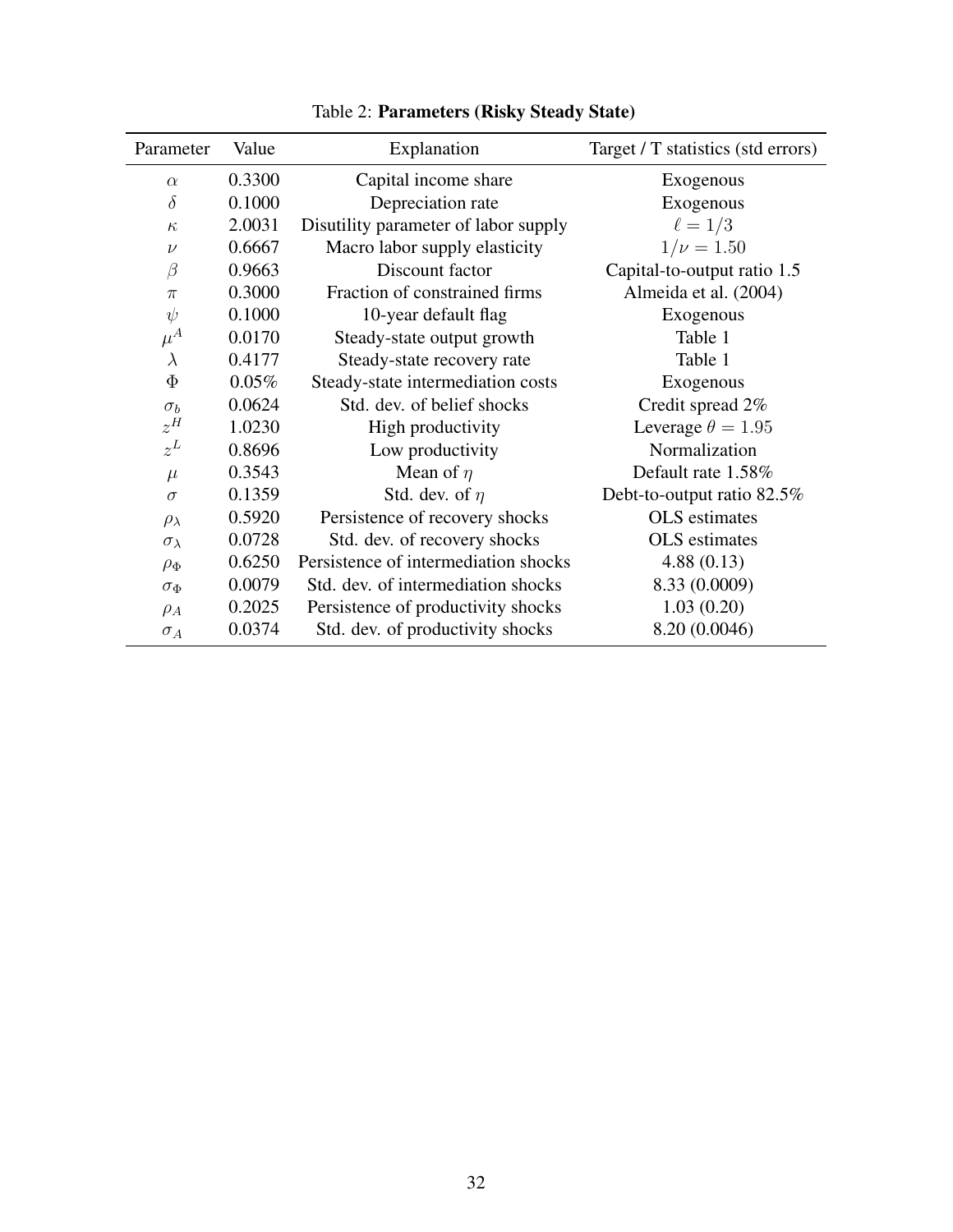Table 2: **Parameters (Risky Steady State)**

| Parameter | Value | Explanation | Target / T statistics (std errors) |
|---|---|---|---|
| $\alpha$ | 0.3300 | Capital income share | Exogenous |
| $\delta$ | 0.1000 | Depreciation rate | Exogenous |
| $\kappa$ | 2.0031 | Disutility parameter of labor supply | $\ell = 1/3$ |
| $\nu$ | 0.6667 | Macro labor supply elasticity | $1/\nu = 1.50$ |
| $\beta$ | 0.9663 | Discount factor | Capital-to-output ratio 1.5 |
| $\pi$ | 0.3000 | Fraction of constrained firms | Almeida et al. (2004) |
| $\psi$ | 0.1000 | 10-year default flag | Exogenous |
| $\mu^A$ | 0.0170 | Steady-state output growth | Table 1 |
| $\lambda$ | 0.4177 | Steady-state recovery rate | Table 1 |
| $\Phi$ | 0.05% | Steady-state intermediation costs | Exogenous |
| $\sigma_b$ | 0.0624 | Std. dev. of belief shocks | Credit spread 2% |
| $z^H$ | 1.0230 | High productivity | Leverage $\theta = 1.95$ |
| $z^L$ | 0.8696 | Low productivity | Normalization |
| $\mu$ | 0.3543 | Mean of $\eta$ | Default rate 1.58% |
| $\sigma$ | 0.1359 | Std. dev. of $\eta$ | Debt-to-output ratio 82.5% |
| $\rho_\lambda$ | 0.5920 | Persistence of recovery shocks | OLS estimates |
| $\sigma_\lambda$ | 0.0728 | Std. dev. of recovery shocks | OLS estimates |
| $\rho_\Phi$ | 0.6250 | Persistence of intermediation shocks | 4.88 (0.13) |
| $\sigma_\Phi$ | 0.0079 | Std. dev. of intermediation shocks | 8.33 (0.0009) |
| $\rho_A$ | 0.2025 | Persistence of productivity shocks | 1.03 (0.20) |
| $\sigma_A$ | 0.0374 | Std. dev. of productivity shocks | 8.20 (0.0046) |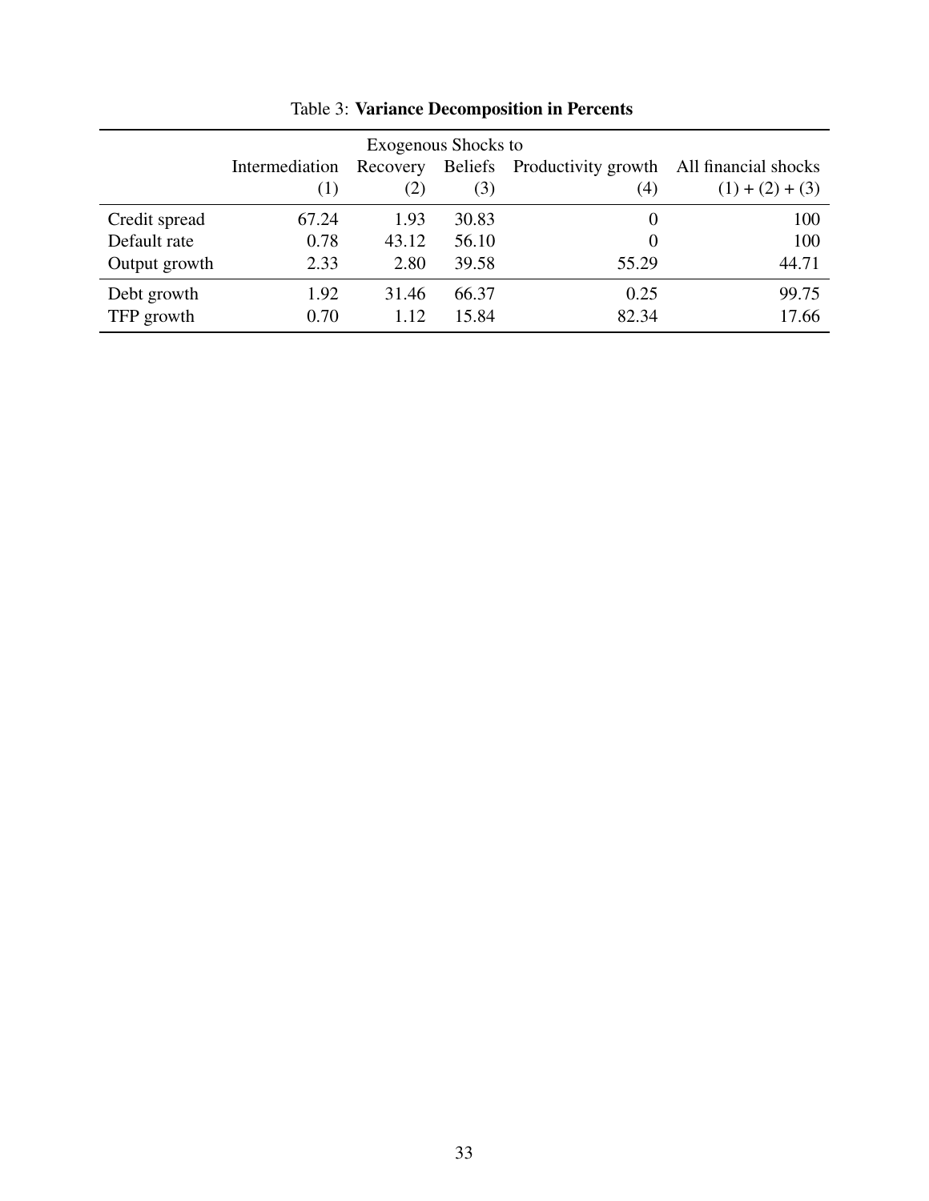Table 3: **Variance Decomposition in Percents**

| | Exogenous Shocks to | | | | |
|---|---|---|---|---|---|
| | Intermediation (1) | Recovery (2) | Beliefs (3) | Productivity growth (4) | All financial shocks (1) + (2) + (3) |
| Credit spread | 67.24 | 1.93 | 30.83 | 0 | 100 |
| Default rate | 0.78 | 43.12 | 56.10 | 0 | 100 |
| Output growth | 2.33 | 2.80 | 39.58 | 55.29 | 44.71 |
| Debt growth | 1.92 | 31.46 | 66.37 | 0.25 | 99.75 |
| TFP growth | 0.70 | 1.12 | 15.84 | 82.34 | 17.66 |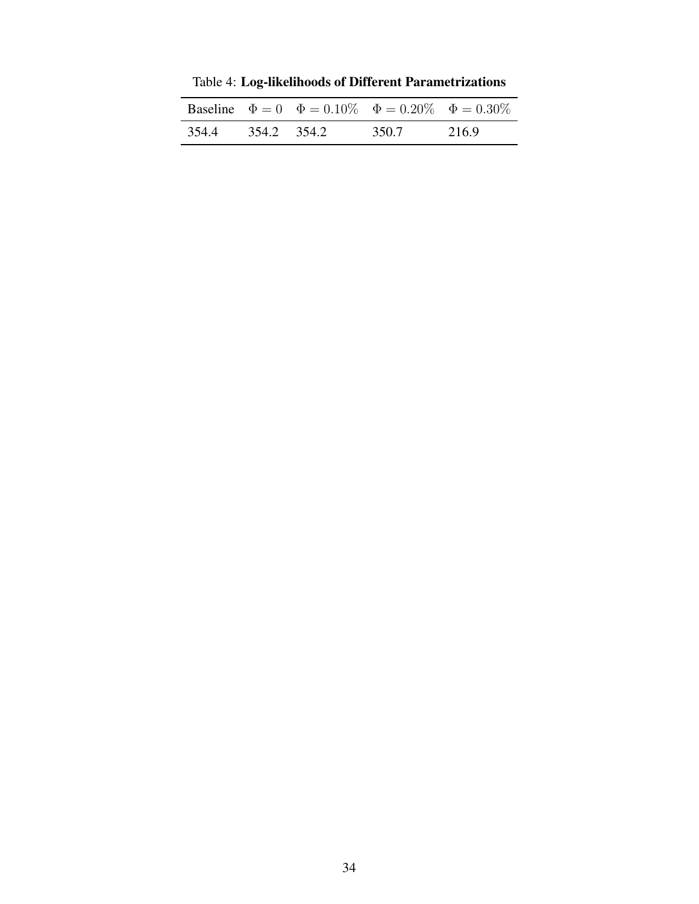Table 4: **Log-likelihoods of Different Parametrizations**

| Baseline | $\Phi = 0$ | $\Phi = 0.10\%$ | $\Phi = 0.20\%$ | $\Phi = 0.30\%$ |
|---|---|---|---|---|
| 354.4 | 354.2 | 354.2 | 350.7 | 216.9 |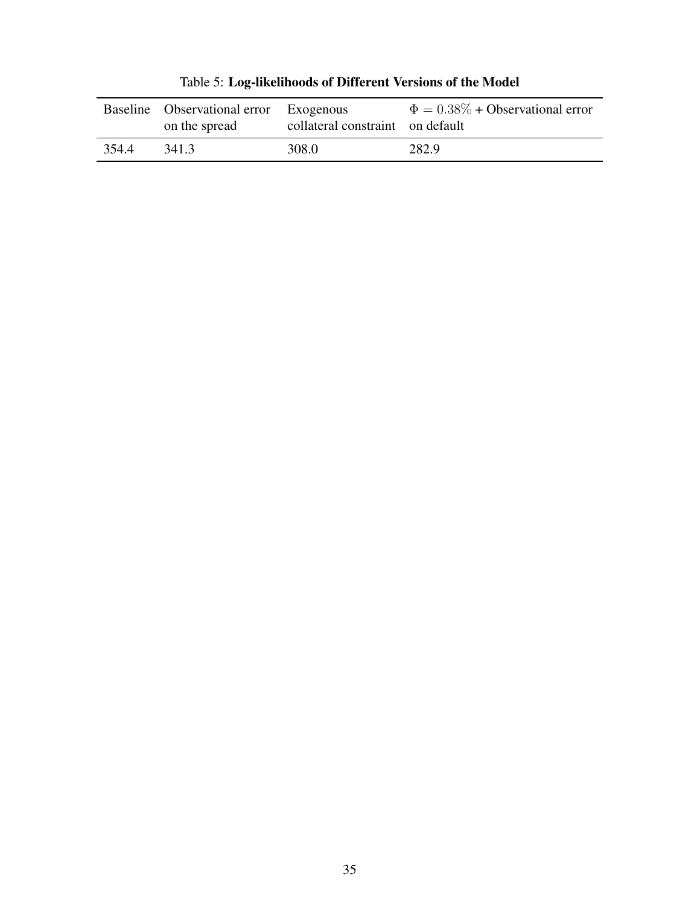Table 5: **Log-likelihoods of Different Versions of the Model**

| Baseline | Observational error on the spread | Exogenous collateral constraint | $\Phi = 0.38\%$ + Observational error on default |
|---|---|---|---|
| 354.4 | 341.3 | 308.0 | 282.9 |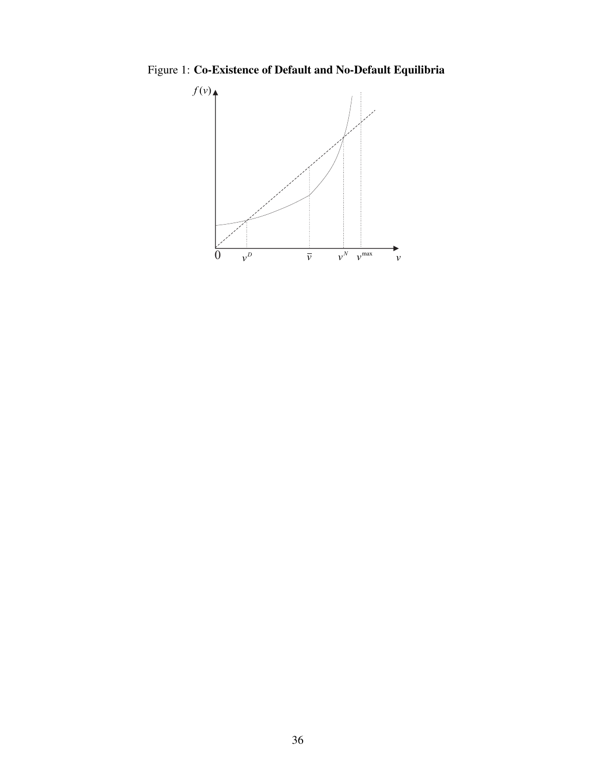Figure 1: **Co-Existence of Default and No-Default Equilibria**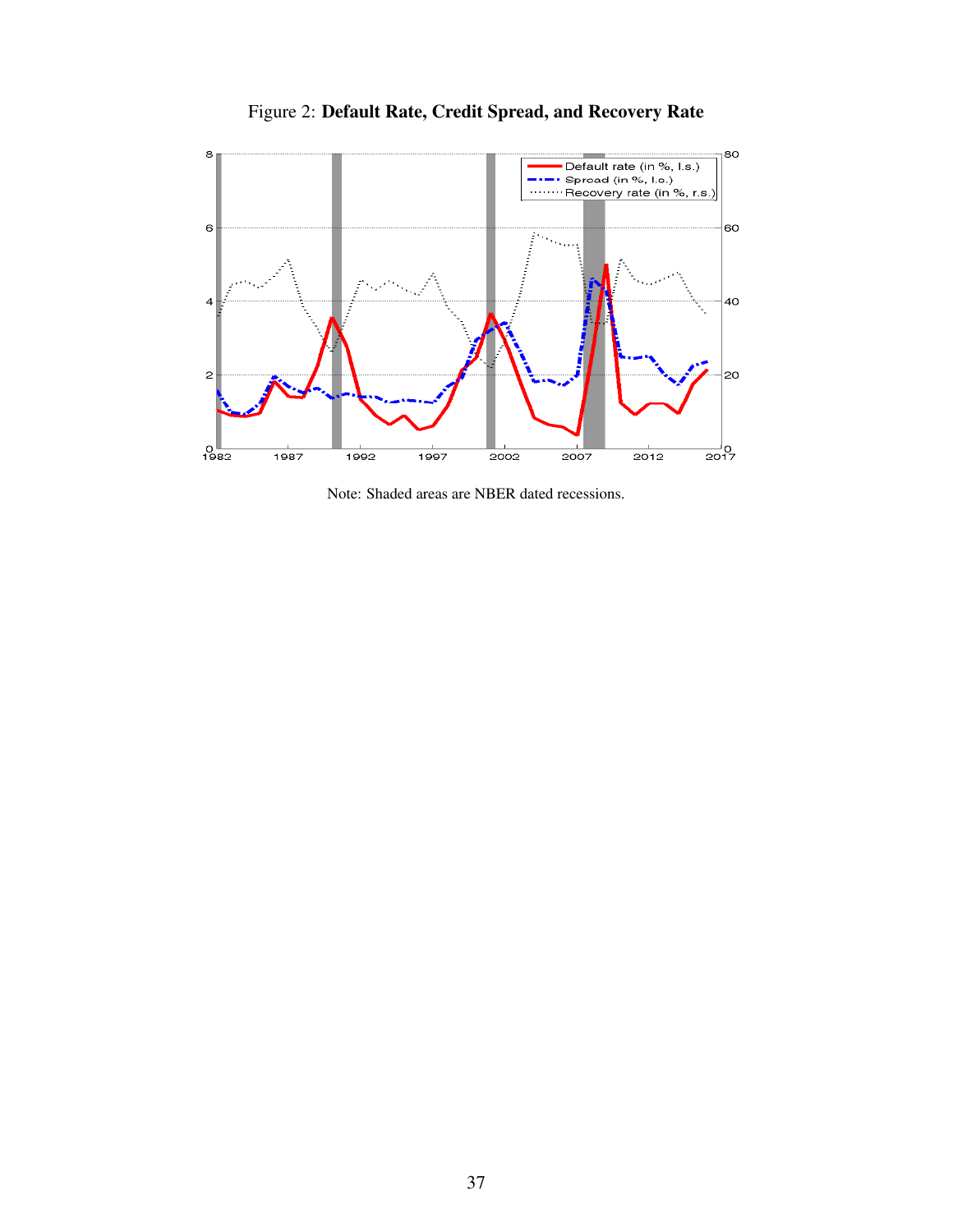Figure 2: **Default Rate, Credit Spread, and Recovery Rate**

Note: Shaded areas are NBER dated recessions.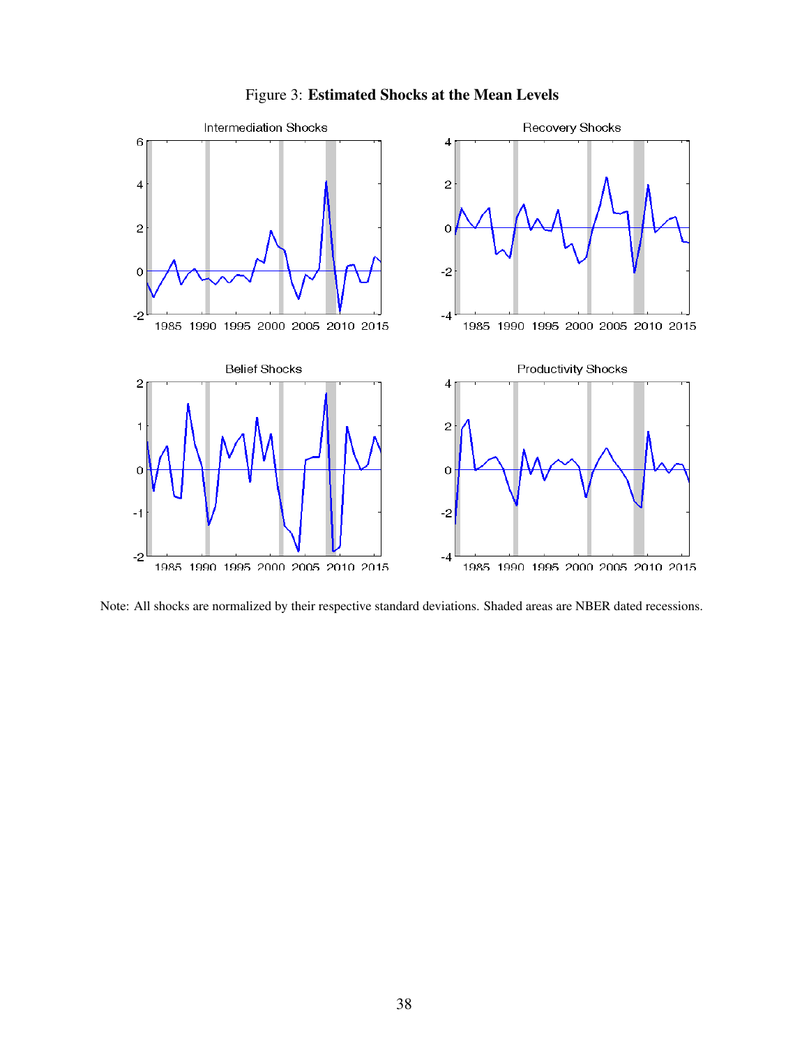Figure 3: **Estimated Shocks at the Mean Levels**

Note: All shocks are normalized by their respective standard deviations. Shaded areas are NBER dated recessions.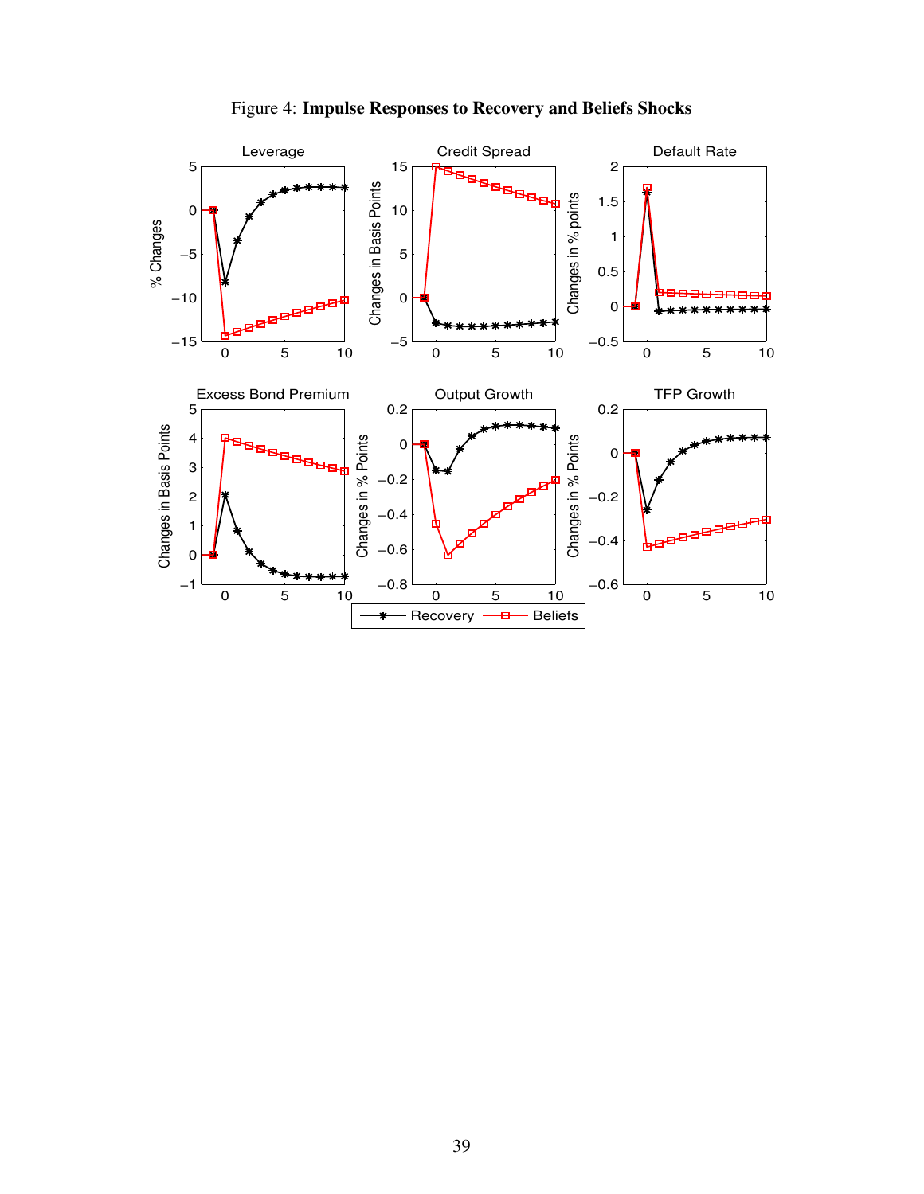Figure 4: **Impulse Responses to Recovery and Beliefs Shocks**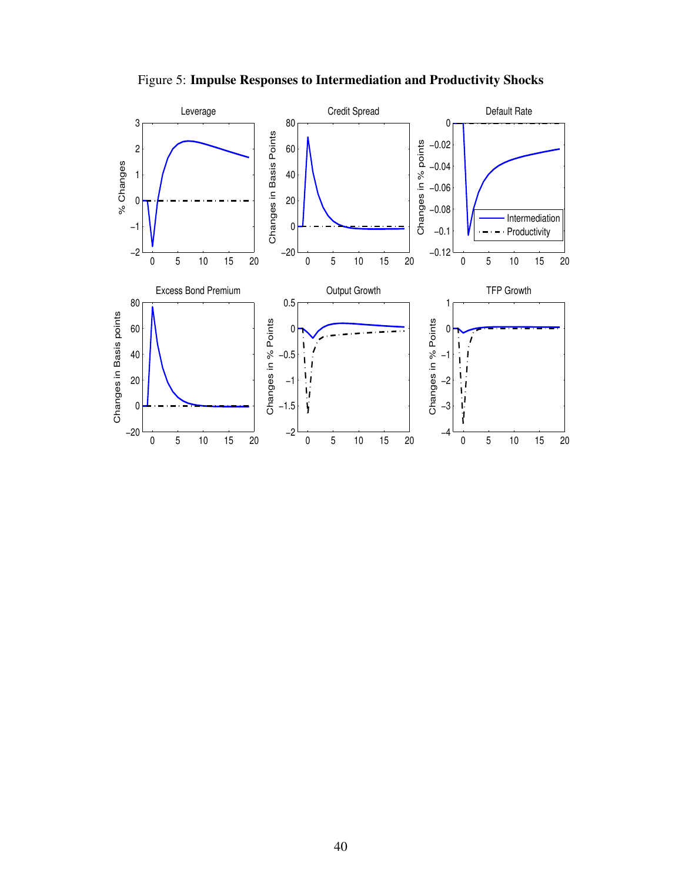Figure 5: **Impulse Responses to Intermediation and Productivity Shocks**

Leverage

% Changes

3
2
1
0
−1
−2

0 5 10 15 20

Credit Spread

Changes in Basis Points

80
60
40
20
0
−20

0 5 10 15 20

Default Rate

Changes in % points

0
−0.02
−0.04
−0.06
−0.08
−0.1
−0.12

0 5 10 15 20

Intermediation
Productivity

Excess Bond Premium

Changes in Basis points

80
60
40
20
0
−20

0 5 10 15 20

Output Growth

Changes in % Points

0.5
0
−0.5
−1
−1.5
−2

0 5 10 15 20

TFP Growth

Changes in % Points

1
0
−1
−2
−3
−4

0 5 10 15 20